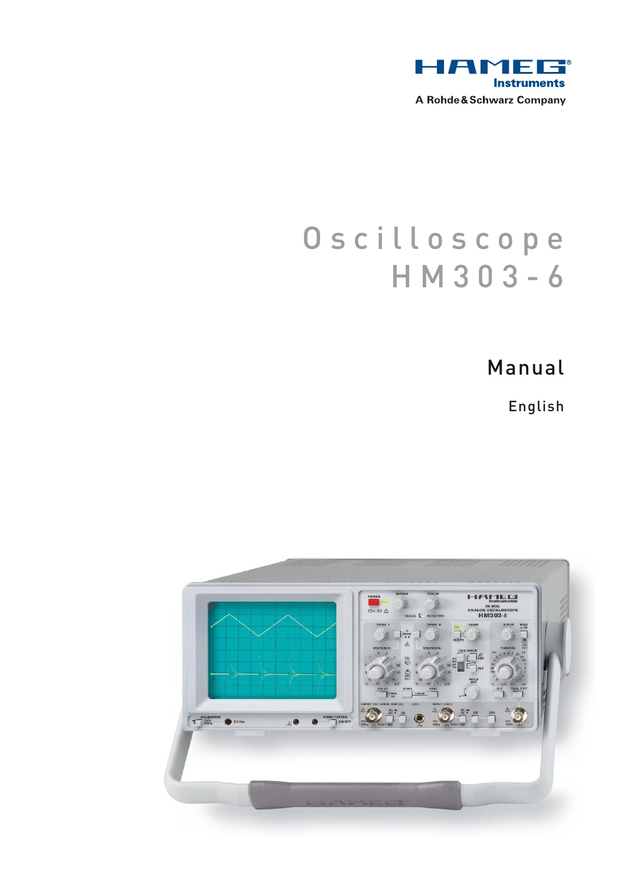HAMEG Instruments

A Rohde & Schwarz Company

# Oscilloscope HM303-6

## Manual

English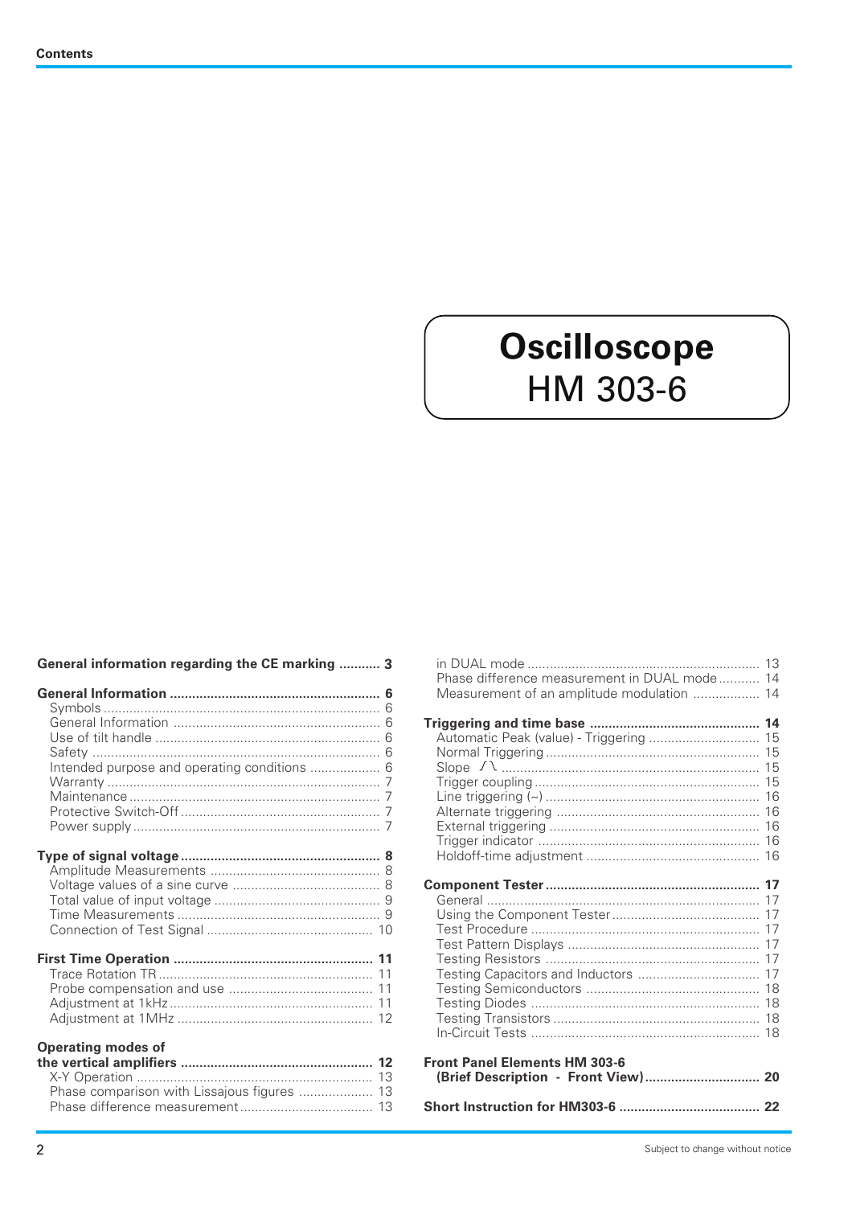# Oscilloscope
HM 303-6

**General information regarding the CE marking** ........... **3**

**General Information** ........ **6**
- Symbols ........ 6
- General Information ........ 6
- Use of tilt handle ........ 6
- Safety ........ 6
- Intended purpose and operating conditions ........ 6
- Warranty ........ 7
- Maintenance ........ 7
- Protective Switch-Off ........ 7
- Power supply ........ 7

**Type of signal voltage** ........ **8**
- Amplitude Measurements ........ 8
- Voltage values of a sine curve ........ 8
- Total value of input voltage ........ 9
- Time Measurements ........ 9
- Connection of Test Signal ........ 10

**First Time Operation** ........ **11**
- Trace Rotation TR ........ 11
- Probe compensation and use ........ 11
- Adjustment at 1kHz ........ 11
- Adjustment at 1MHz ........ 12

**Operating modes of the vertical amplifiers** ........ **12**
- X-Y Operation ........ 13
- Phase comparison with Lissajous figures ........ 13
- Phase difference measurement in DUAL mode ........ 13
- Phase difference measurement in DUAL mode ........ 14
- Measurement of an amplitude modulation ........ 14

**Triggering and time base** ........ **14**
- Automatic Peak (value) - Triggering ........ 15
- Normal Triggering ........ 15
- Slope ⟋⟍ ........ 15
- Trigger coupling ........ 15
- Line triggering (~) ........ 16
- Alternate triggering ........ 16
- External triggering ........ 16
- Trigger indicator ........ 16
- Holdoff-time adjustment ........ 16

**Component Tester** ........ **17**
- General ........ 17
- Using the Component Tester ........ 17
- Test Procedure ........ 17
- Test Pattern Displays ........ 17
- Testing Resistors ........ 17
- Testing Capacitors and Inductors ........ 17
- Testing Semiconductors ........ 18
- Testing Diodes ........ 18
- Testing Transistors ........ 18
- In-Circuit Tests ........ 18

**Front Panel Elements HM 303-6 (Brief Description - Front View)** ........ **20**

**Short Instruction for HM303-6** ........ **22**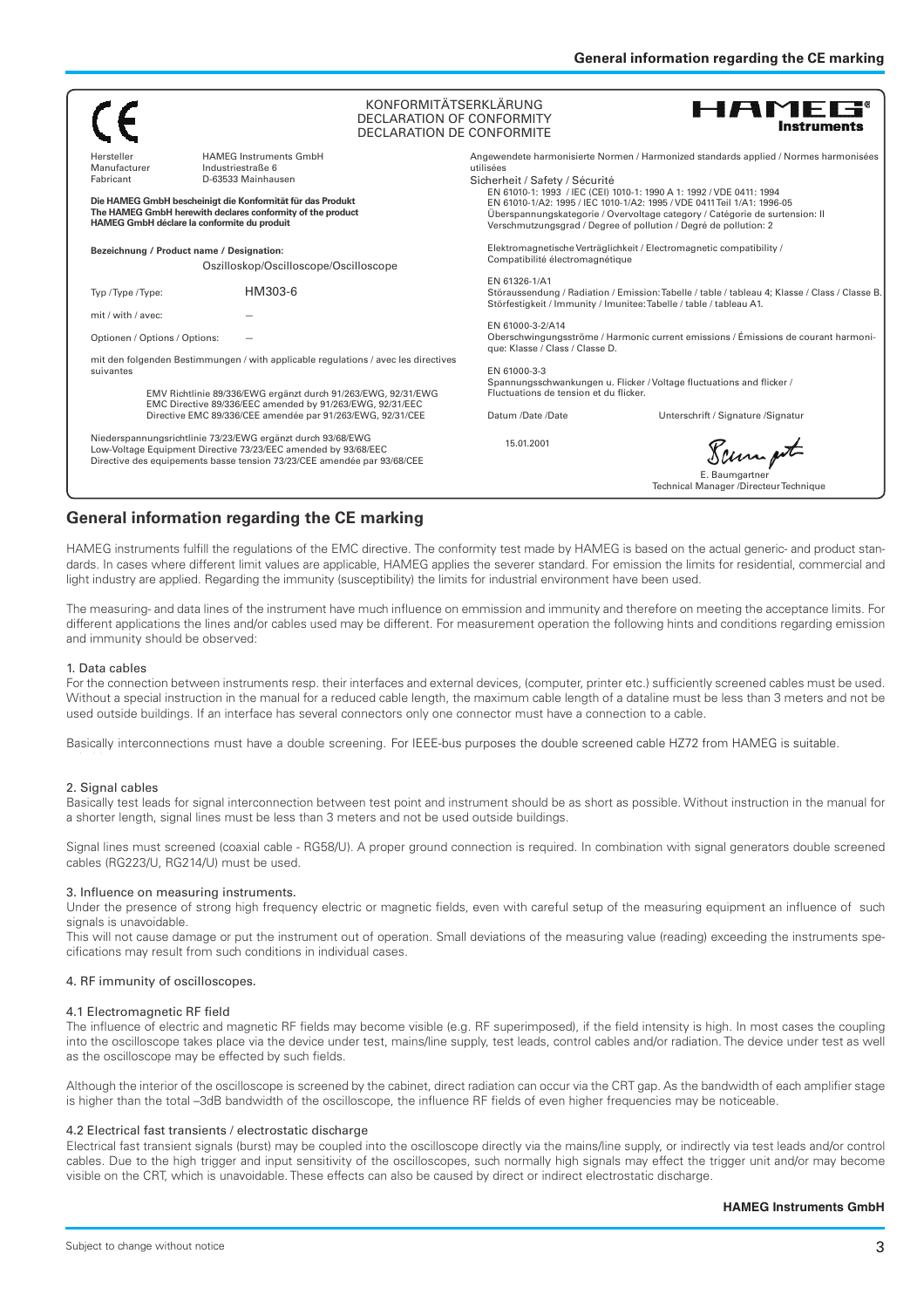CE

KONFORMITÄTSERKLÄRUNG
DECLARATION OF CONFORMITY
DECLARATION DE CONFORMITE

HAMEG Instruments

| | |
|---|---|
| Hersteller / Manufacturer / Fabricant | HAMEG Instruments GmbH, Industriestraße 6, D-63533 Mainhausen |

**Die HAMEG GmbH bescheinigt die Konformität für das Produkt**
**The HAMEG GmbH herewith declares conformity of the product**
**HAMEG GmbH déclare la conformite du produit**

**Bezeichnung / Product name / Designation:**
Oszilloskop/Oscilloscope/Oscilloscope

| | |
|---|---|
| Typ / Type / Type: | HM303-6 |
| mit / with / avec: | – |
| Optionen / Options / Options: | – |

mit den folgenden Bestimmungen / with applicable regulations / avec les directives suivantes

EMV Richtlinie 89/336/EWG ergänzt durch 91/263/EWG, 92/31/EWG
EMC Directive 89/336/EEC amended by 91/263/EWG, 92/31/EEC
Directive EMC 89/336/CEE amendée par 91/263/EWG, 92/31/CEE

Niederspannungsrichtlinie 73/23/EWG ergänzt durch 93/68/EWG
Low-Voltage Equipment Directive 73/23/EEC amended by 93/68/EEC
Directive des equipements basse tension 73/23/CEE amendée par 93/68/CEE

Angewendete harmonisierte Normen / Harmonized standards applied / Normes harmonisées utilisées

Sicherheit / Safety / Sécurité
EN 61010-1: 1993 / IEC (CEI) 1010-1: 1990 A 1: 1992 / VDE 0411: 1994
EN 61010-1/A2: 1995 / IEC 1010-1/A2: 1995 / VDE 0411 Teil 1/A1: 1996-05
Überspannungskategorie / Overvoltage category / Catégorie de surtension: II
Verschmutzungsgrad / Degree of pollution / Degré de pollution: 2

Elektromagnetische Verträglichkeit / Electromagnetic compatibility / Compatibilité électromagnétique

EN 61326-1/A1
Störaussendung / Radiation / Emission: Tabelle / table / tableau 4; Klasse / Class / Classe B.
Störfestigkeit / Immunity / Imunitee: Tabelle / table / tableau A1.

EN 61000-3-2/A14
Oberschwingungsströme / Harmonic current emissions / Émissions de courant harmonique: Klasse / Class / Classe D.

EN 61000-3-3
Spannungsschwankungen u. Flicker / Voltage fluctuations and flicker / Fluctuations de tension et du flicker.

Datum / Date / Date: 15.01.2001

Unterschrift / Signature / Signatur

E. Baumgartner
Technical Manager / Directeur Technique

## General information regarding the CE marking

HAMEG instruments fulfill the regulations of the EMC directive. The conformity test made by HAMEG is based on the actual generic- and product standards. In cases where different limit values are applicable, HAMEG applies the severer standard. For emission the limits for residential, commercial and light industry are applied. Regarding the immunity (susceptibility) the limits for industrial environment have been used.

The measuring- and data lines of the instrument have much influence on emmission and immunity and therefore on meeting the acceptance limits. For different applications the lines and/or cables used may be different. For measurement operation the following hints and conditions regarding emission and immunity should be observed:

### 1. Data cables

For the connection between instruments resp. their interfaces and external devices, (computer, printer etc.) sufficiently screened cables must be used. Without a special instruction in the manual for a reduced cable length, the maximum cable length of a dataline must be less than 3 meters and not be used outside buildings. If an interface has several connectors only one connector must have a connection to a cable.

Basically interconnections must have a double screening. For IEEE-bus purposes the double screened cable HZ72 from HAMEG is suitable.

### 2. Signal cables

Basically test leads for signal interconnection between test point and instrument should be as short as possible. Without instruction in the manual for a shorter length, signal lines must be less than 3 meters and not be used outside buildings.

Signal lines must screened (coaxial cable - RG58/U). A proper ground connection is required. In combination with signal generators double screened cables (RG223/U, RG214/U) must be used.

### 3. Influence on measuring instruments.

Under the presence of strong high frequency electric or magnetic fields, even with careful setup of the measuring equipment an influence of such signals is unavoidable.

This will not cause damage or put the instrument out of operation. Small deviations of the measuring value (reading) exceeding the instruments specifications may result from such conditions in individual cases.

### 4. RF immunity of oscilloscopes.

#### 4.1 Electromagnetic RF field

The influence of electric and magnetic RF fields may become visible (e.g. RF superimposed), if the field intensity is high. In most cases the coupling into the oscilloscope takes place via the device under test, mains/line supply, test leads, control cables and/or radiation. The device under test as well as the oscilloscope may be effected by such fields.

Although the interior of the oscilloscope is screened by the cabinet, direct radiation can occur via the CRT gap. As the bandwidth of each amplifier stage is higher than the total –3dB bandwidth of the oscilloscope, the influence RF fields of even higher frequencies may be noticeable.

#### 4.2 Electrical fast transients / electrostatic discharge

Electrical fast transient signals (burst) may be coupled into the oscilloscope directly via the mains/line supply, or indirectly via test leads and/or control cables. Due to the high trigger and input sensitivity of the oscilloscopes, such normally high signals may effect the trigger unit and/or may become visible on the CRT, which is unavoidable. These effects can also be caused by direct or indirect electrostatic discharge.

**HAMEG Instruments GmbH**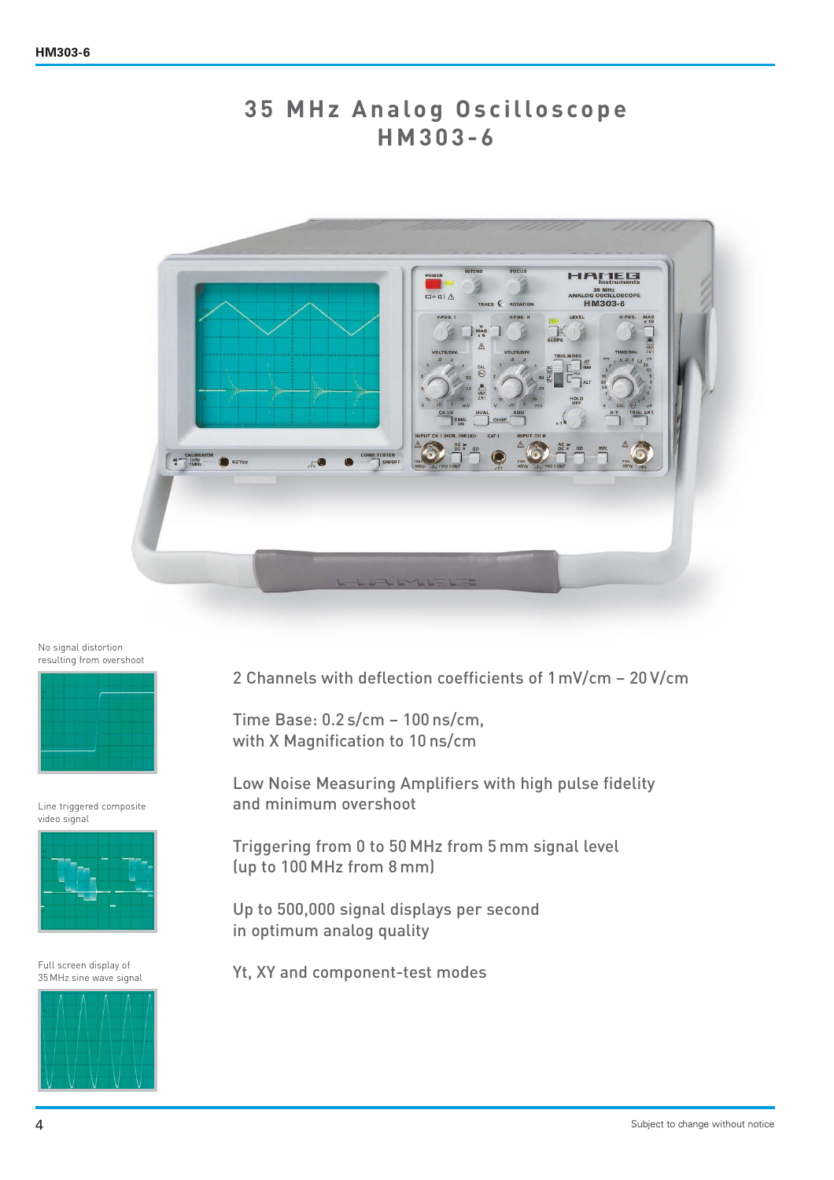# 35 MHz Analog Oscilloscope HM303-6

No signal distortion resulting from overshoot

Line triggered composite video signal

Full screen display of 35 MHz sine wave signal

2 Channels with deflection coefficients of 1 mV/cm – 20 V/cm

Time Base: 0.2 s/cm – 100 ns/cm, with X Magnification to 10 ns/cm

Low Noise Measuring Amplifiers with high pulse fidelity and minimum overshoot

Triggering from 0 to 50 MHz from 5 mm signal level (up to 100 MHz from 8 mm)

Up to 500,000 signal displays per second in optimum analog quality

Yt, XY and component-test modes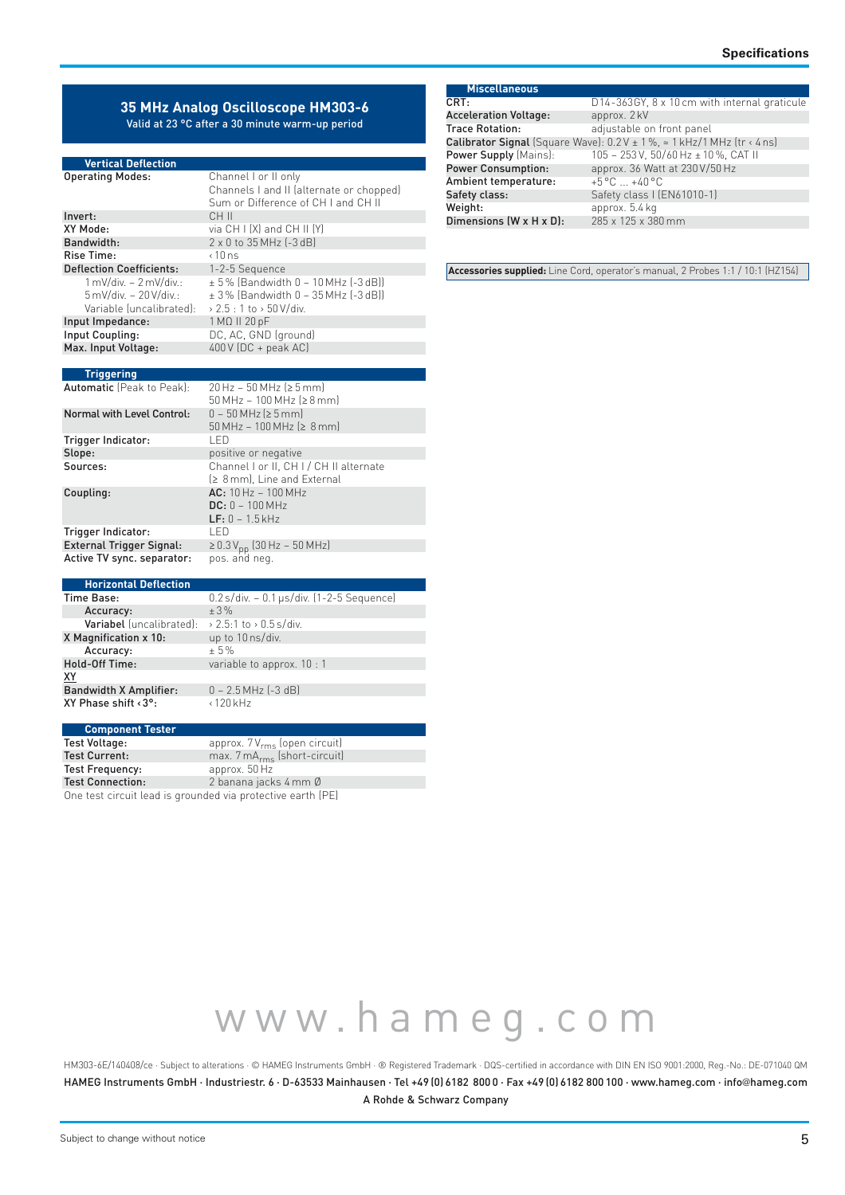# 35 MHz Analog Oscilloscope HM303-6

Valid at 23 °C after a 30 minute warm-up period

| Vertical Deflection | |
|---|---|
| **Operating Modes:** | Channel I or II only<br>Channels I and II (alternate or chopped)<br>Sum or Difference of CH I and CH II |
| **Invert:** | CH II |
| **XY Mode:** | via CH I (X) and CH II (Y) |
| **Bandwidth:** | 2 x 0 to 35 MHz (-3 dB) |
| **Rise Time:** | ‹ 10 ns |
| **Deflection Coefficients:** | 1-2-5 Sequence |
| 1 mV/div. – 2 mV/div.: | ± 5 % (Bandwidth 0 – 10 MHz (-3 dB)) |
| 5 mV/div. – 20 V/div.: | ± 3 % (Bandwidth 0 – 35 MHz (-3 dB)) |
| Variable (uncalibrated): | › 2.5 : 1 to › 50 V/div. |
| **Input Impedance:** | 1 MΩ II 20 pF |
| **Input Coupling:** | DC, AC, GND (ground) |
| **Max. Input Voltage:** | 400 V (DC + peak AC) |

| Triggering | |
|---|---|
| **Automatic** (Peak to Peak): | 20 Hz – 50 MHz (≥ 5 mm)<br>50 MHz – 100 MHz (≥ 8 mm) |
| **Normal with Level Control:** | 0 – 50 MHz (≥ 5 mm)<br>50 MHz – 100 MHz (≥ 8 mm) |
| **Trigger Indicator:** | LED |
| **Slope:** | positive or negative |
| **Sources:** | Channel I or II, CH I / CH II alternate (≥ 8 mm), Line and External |
| **Coupling:** | **AC:** 10 Hz – 100 MHz<br>**DC:** 0 – 100 MHz<br>**LF:** 0 – 1.5 kHz |
| **Trigger Indicator:** | LED |
| **External Trigger Signal:** | ≥ 0.3 $V_{pp}$ (30 Hz – 50 MHz) |
| **Active TV sync. separator:** | pos. and neg. |

| Horizontal Deflection | |
|---|---|
| **Time Base:** | 0.2 s/div. – 0.1 µs/div. (1-2-5 Sequence) |
| **Accuracy:** | ± 3 % |
| **Variabel** (uncalibrated): | › 2.5:1 to › 0.5 s/div. |
| **X Magnification x 10:** | up to 10 ns/div. |
| **Accuracy:** | ± 5 % |
| **Hold-Off Time:** | variable to approx. 10 : 1 |
| **XY** | |
| **Bandwidth X Amplifier:** | 0 – 2.5 MHz (-3 dB) |
| **XY Phase shift ‹ 3°:** | ‹ 120 kHz |

| Component Tester | |
|---|---|
| **Test Voltage:** | approx. 7 $V_{rms}$ (open circuit) |
| **Test Current:** | max. 7 $mA_{rms}$ (short-circuit) |
| **Test Frequency:** | approx. 50 Hz |
| **Test Connection:** | 2 banana jacks 4 mm Ø |

One test circuit lead is grounded via protective earth (PE)

| Miscellaneous | |
|---|---|
| **CRT:** | D14-363GY, 8 x 10 cm with internal graticule |
| **Acceleration Voltage:** | approx. 2 kV |
| **Trace Rotation:** | adjustable on front panel |
| **Calibrator Signal** (Square Wave): | 0.2 V ± 1 %, ≈ 1 kHz/1 MHz (tr ‹ 4 ns) |
| **Power Supply** (Mains): | 105 – 253 V, 50/60 Hz ± 10 %, CAT II |
| **Power Consumption:** | approx. 36 Watt at 230 V/50 Hz |
| **Ambient temperature:** | +5 °C ... +40 °C |
| **Safety class:** | Safety class I (EN61010-1) |
| **Weight:** | approx. 5.4 kg |
| **Dimensions (W x H x D):** | 285 x 125 x 380 mm |

**Accessories supplied:** Line Cord, operator's manual, 2 Probes 1:1 / 10:1 (HZ154)

www.hameg.com

HM303-6E/140408/ce · Subject to alterations · © HAMEG Instruments GmbH · ® Registered Trademark · DQS-certified in accordance with DIN EN ISO 9001:2000, Reg.-No.: DE-071040 QM

HAMEG Instruments GmbH · Industriestr. 6 · D-63533 Mainhausen · Tel +49 (0) 6182 800 0 · Fax +49 (0) 6182 800 100 · www.hameg.com · info@hameg.com

A Rohde & Schwarz Company

Subject to change without notice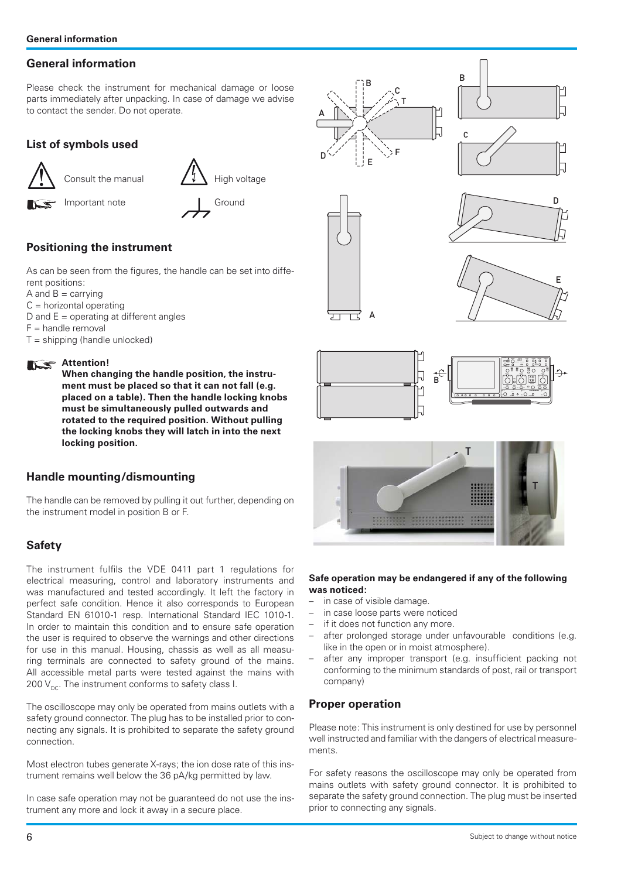## General information

Please check the instrument for mechanical damage or loose parts immediately after unpacking. In case of damage we advise to contact the sender. Do not operate.

## List of symbols used

Consult the manual

High voltage

Important note

Ground

## Positioning the instrument

As can be seen from the figures, the handle can be set into different positions:
A and B = carrying
C = horizontal operating
D and E = operating at different angles
F = handle removal
T = shipping (handle unlocked)

**Attention!**
**When changing the handle position, the instrument must be placed so that it can not fall (e.g. placed on a table). Then the handle locking knobs must be simultaneously pulled outwards and rotated to the required position. Without pulling the locking knobs they will latch in into the next locking position.**

## Handle mounting/dismounting

The handle can be removed by pulling it out further, depending on the instrument model in position B or F.

## Safety

The instrument fulfils the VDE 0411 part 1 regulations for electrical measuring, control and laboratory instruments and was manufactured and tested accordingly. It left the factory in perfect safe condition. Hence it also corresponds to European Standard EN 61010-1 resp. International Standard IEC 1010-1. In order to maintain this condition and to ensure safe operation the user is required to observe the warnings and other directions for use in this manual. Housing, chassis as well as all measuring terminals are connected to safety ground of the mains. All accessible metal parts were tested against the mains with 200 $V_{DC}$. The instrument conforms to safety class I.

The oscilloscope may only be operated from mains outlets with a safety ground connector. The plug has to be installed prior to connecting any signals. It is prohibited to separate the safety ground connection.

Most electron tubes generate X-rays; the ion dose rate of this instrument remains well below the 36 pA/kg permitted by law.

In case safe operation may not be guaranteed do not use the instrument any more and lock it away in a secure place.

**Safe operation may be endangered if any of the following was noticed:**

- in case of visible damage.
- in case loose parts were noticed
- if it does not function any more.
- after prolonged storage under unfavourable conditions (e.g. like in the open or in moist atmosphere).
- after any improper transport (e.g. insufficient packing not conforming to the minimum standards of post, rail or transport company)

## Proper operation

Please note: This instrument is only destined for use by personnel well instructed and familiar with the dangers of electrical measurements.

For safety reasons the oscilloscope may only be operated from mains outlets with safety ground connector. It is prohibited to separate the safety ground connection. The plug must be inserted prior to connecting any signals.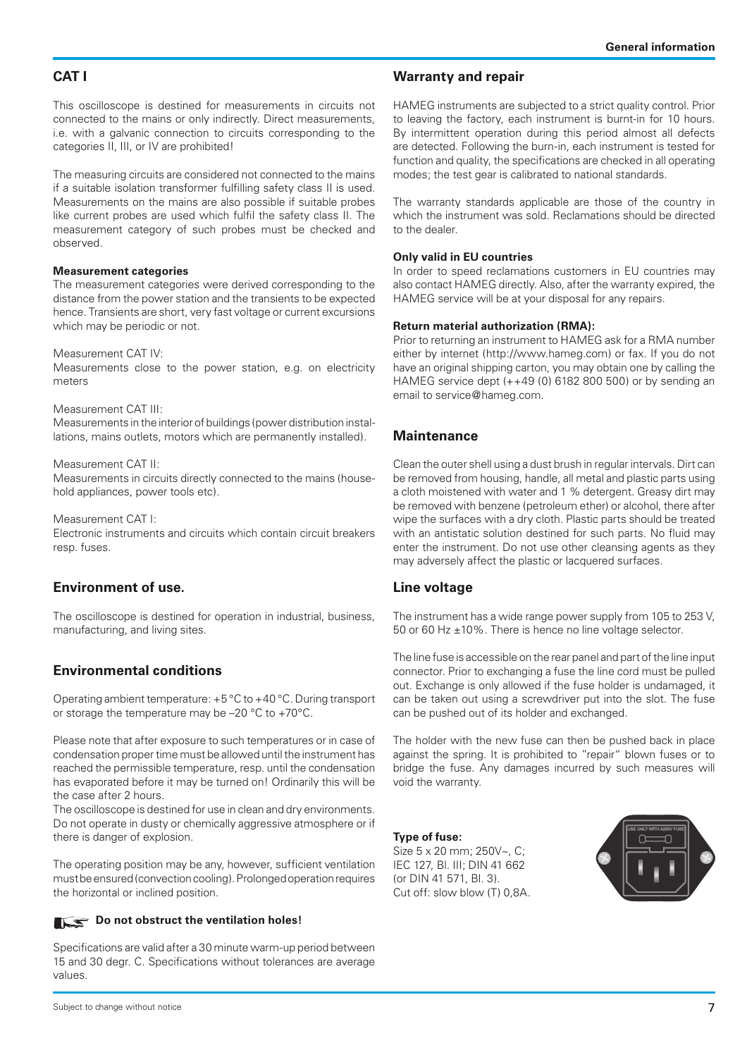## CAT I

This oscilloscope is destined for measurements in circuits not connected to the mains or only indirectly. Direct measurements, i.e. with a galvanic connection to circuits corresponding to the categories II, III, or IV are prohibited!

The measuring circuits are considered not connected to the mains if a suitable isolation transformer fulfilling safety class II is used. Measurements on the mains are also possible if suitable probes like current probes are used which fulfil the safety class II. The measurement category of such probes must be checked and observed.

**Measurement categories**
The measurement categories were derived corresponding to the distance from the power station and the transients to be expected hence. Transients are short, very fast voltage or current excursions which may be periodic or not.

Measurement CAT IV:
Measurements close to the power station, e.g. on electricity meters

Measurement CAT III:
Measurements in the interior of buildings (power distribution installations, mains outlets, motors which are permanently installed).

Measurement CAT II:
Measurements in circuits directly connected to the mains (household appliances, power tools etc).

Measurement CAT I:
Electronic instruments and circuits which contain circuit breakers resp. fuses.

## Environment of use.

The oscilloscope is destined for operation in industrial, business, manufacturing, and living sites.

## Environmental conditions

Operating ambient temperature: +5 °C to +40 °C. During transport or storage the temperature may be –20 °C to +70°C.

Please note that after exposure to such temperatures or in case of condensation proper time must be allowed until the instrument has reached the permissible temperature, resp. until the condensation has evaporated before it may be turned on! Ordinarily this will be the case after 2 hours.
The oscilloscope is destined for use in clean and dry environments. Do not operate in dusty or chemically aggressive atmosphere or if there is danger of explosion.

The operating position may be any, however, sufficient ventilation must be ensured (convection cooling). Prolonged operation requires the horizontal or inclined position.

**Do not obstruct the ventilation holes!**

Specifications are valid after a 30 minute warm-up period between 15 and 30 degr. C. Specifications without tolerances are average values.

## Warranty and repair

HAMEG instruments are subjected to a strict quality control. Prior to leaving the factory, each instrument is burnt-in for 10 hours. By intermittent operation during this period almost all defects are detected. Following the burn-in, each instrument is tested for function and quality, the specifications are checked in all operating modes; the test gear is calibrated to national standards.

The warranty standards applicable are those of the country in which the instrument was sold. Reclamations should be directed to the dealer.

**Only valid in EU countries**
In order to speed reclamations customers in EU countries may also contact HAMEG directly. Also, after the warranty expired, the HAMEG service will be at your disposal for any repairs.

**Return material authorization (RMA):**
Prior to returning an instrument to HAMEG ask for a RMA number either by internet (http://www.hameg.com) or fax. If you do not have an original shipping carton, you may obtain one by calling the HAMEG service dept (++49 (0) 6182 800 500) or by sending an email to service@hameg.com.

## Maintenance

Clean the outer shell using a dust brush in regular intervals. Dirt can be removed from housing, handle, all metal and plastic parts using a cloth moistened with water and 1 % detergent. Greasy dirt may be removed with benzene (petroleum ether) or alcohol, there after wipe the surfaces with a dry cloth. Plastic parts should be treated with an antistatic solution destined for such parts. No fluid may enter the instrument. Do not use other cleansing agents as they may adversely affect the plastic or lacquered surfaces.

## Line voltage

The instrument has a wide range power supply from 105 to 253 V, 50 or 60 Hz ±10%. There is hence no line voltage selector.

The line fuse is accessible on the rear panel and part of the line input connector. Prior to exchanging a fuse the line cord must be pulled out. Exchange is only allowed if the fuse holder is undamaged, it can be taken out using a screwdriver put into the slot. The fuse can be pushed out of its holder and exchanged.

The holder with the new fuse can then be pushed back in place against the spring. It is prohibited to "repair" blown fuses or to bridge the fuse. Any damages incurred by such measures will void the warranty.

**Type of fuse:**
Size 5 x 20 mm; 250V~, C;
IEC 127, Bl. III; DIN 41 662
(or DIN 41 571, Bl. 3).
Cut off: slow blow (T) 0,8A.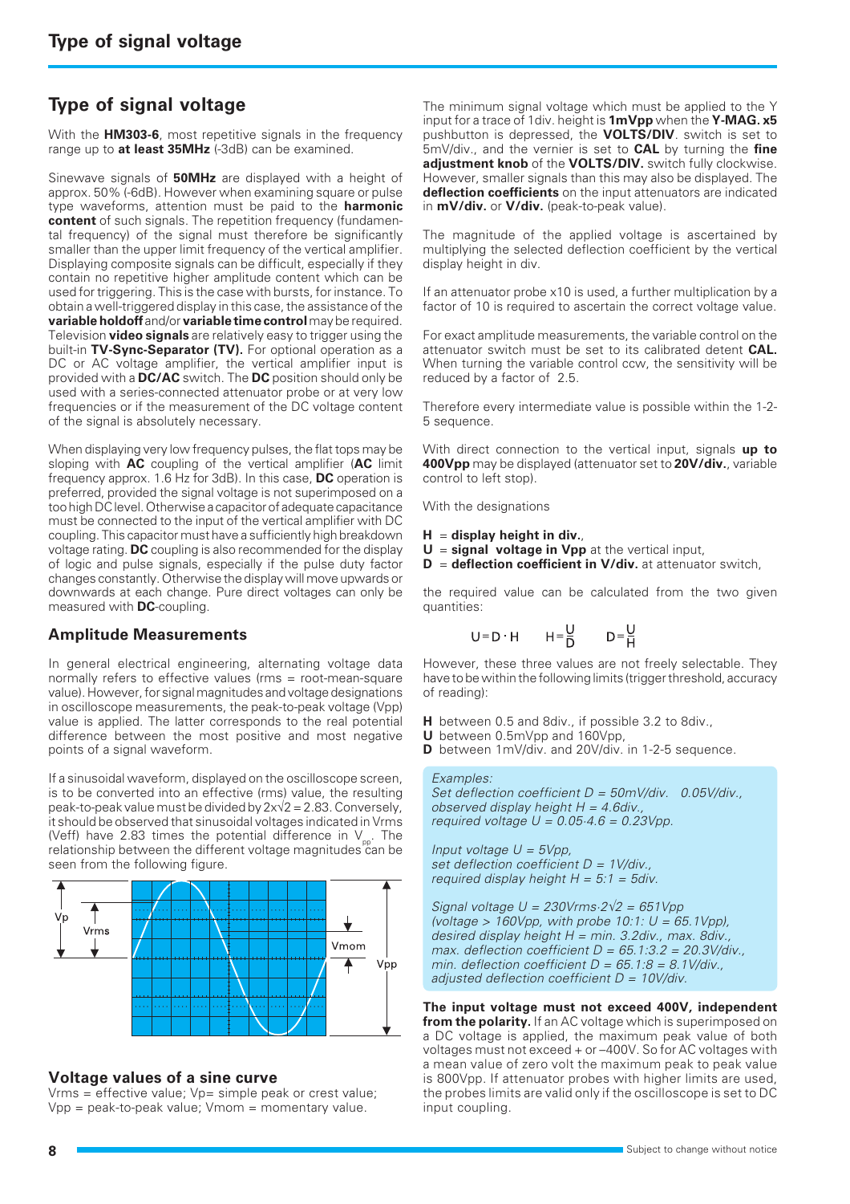## Type of signal voltage

With the **HM303-6**, most repetitive signals in the frequency range up to **at least 35MHz** (-3dB) can be examined.

Sinewave signals of **50MHz** are displayed with a height of approx. 50% (-6dB). However when examining square or pulse type waveforms, attention must be paid to the **harmonic content** of such signals. The repetition frequency (fundamental frequency) of the signal must therefore be significantly smaller than the upper limit frequency of the vertical amplifier. Displaying composite signals can be difficult, especially if they contain no repetitive higher amplitude content which can be used for triggering. This is the case with bursts, for instance. To obtain a well-triggered display in this case, the assistance of the **variable holdoff** and/or **variable time control** may be required. Television **video signals** are relatively easy to trigger using the built-in **TV-Sync-Separator (TV).** For optional operation as a DC or AC voltage amplifier, the vertical amplifier input is provided with a **DC/AC** switch. The **DC** position should only be used with a series-connected attenuator probe or at very low frequencies or if the measurement of the DC voltage content of the signal is absolutely necessary.

When displaying very low frequency pulses, the flat tops may be sloping with **AC** coupling of the vertical amplifier (**AC** limit frequency approx. 1.6 Hz for 3dB). In this case, **DC** operation is preferred, provided the signal voltage is not superimposed on a too high DC level. Otherwise a capacitor of adequate capacitance must be connected to the input of the vertical amplifier with DC coupling. This capacitor must have a sufficiently high breakdown voltage rating. **DC** coupling is also recommended for the display of logic and pulse signals, especially if the pulse duty factor changes constantly. Otherwise the display will move upwards or downwards at each change. Pure direct voltages can only be measured with **DC**-coupling.

### Amplitude Measurements

In general electrical engineering, alternating voltage data normally refers to effective values (rms = root-mean-square value). However, for signal magnitudes and voltage designations in oscilloscope measurements, the peak-to-peak voltage (Vpp) value is applied. The latter corresponds to the real potential difference between the most positive and most negative points of a signal waveform.

If a sinusoidal waveform, displayed on the oscilloscope screen, is to be converted into an effective (rms) value, the resulting peak-to-peak value must be divided by $2x\sqrt{2} = 2.83$. Conversely, it should be observed that sinusoidal voltages indicated in Vrms (Veff) have 2.83 times the potential difference in $V_{pp}$. The relationship between the different voltage magnitudes can be seen from the following figure.

Vp, Vrms, Vmom, Vpp

### Voltage values of a sine curve

Vrms = effective value; Vp= simple peak or crest value; Vpp = peak-to-peak value; Vmom = momentary value.

The minimum signal voltage which must be applied to the Y input for a trace of 1div. height is **1mVpp** when the **Y-MAG. x5** pushbutton is depressed, the **VOLTS/DIV**. switch is set to 5mV/div., and the vernier is set to **CAL** by turning the **fine adjustment knob** of the **VOLTS/DIV.** switch fully clockwise. However, smaller signals than this may also be displayed. The **deflection coefficients** on the input attenuators are indicated in **mV/div.** or **V/div.** (peak-to-peak value).

The magnitude of the applied voltage is ascertained by multiplying the selected deflection coefficient by the vertical display height in div.

If an attenuator probe x10 is used, a further multiplication by a factor of 10 is required to ascertain the correct voltage value.

For exact amplitude measurements, the variable control on the attenuator switch must be set to its calibrated detent **CAL.** When turning the variable control ccw, the sensitivity will be reduced by a factor of 2.5.

Therefore every intermediate value is possible within the 1-2-5 sequence.

With direct connection to the vertical input, signals **up to 400Vpp** may be displayed (attenuator set to **20V/div.**, variable control to left stop).

With the designations

- **H** = **display height in div.**,
- **U** = **signal voltage in Vpp** at the vertical input,
- **D** = **deflection coefficient in V/div.** at attenuator switch,

the required value can be calculated from the two given quantities:

$$U = D \cdot H \qquad H = \frac{U}{D} \qquad D = \frac{U}{H}$$

However, these three values are not freely selectable. They have to be within the following limits (trigger threshold, accuracy of reading):

- **H** between 0.5 and 8div., if possible 3.2 to 8div.,
- **U** between 0.5mVpp and 160Vpp,
- **D** between 1mV/div. and 20V/div. in 1-2-5 sequence.

*Examples:*
*Set deflection coefficient D = 50mV/div. 0.05V/div.,*
*observed display height H = 4.6div.,*
*required voltage U = 0.05·4.6 = 0.23Vpp.*

*Input voltage U = 5Vpp,*
*set deflection coefficient D = 1V/div.,*
*required display height H = 5:1 = 5div.*

*Signal voltage U = 230Vrms·2√2 = 651Vpp*
*(voltage > 160Vpp, with probe 10:1: U = 65.1Vpp),*
*desired display height H = min. 3.2div., max. 8div.,*
*max. deflection coefficient D = 65.1:3.2 = 20.3V/div.,*
*min. deflection coefficient D = 65.1:8 = 8.1V/div.,*
*adjusted deflection coefficient D = 10V/div.*

**The input voltage must not exceed 400V, independent from the polarity.** If an AC voltage which is superimposed on a DC voltage is applied, the maximum peak value of both voltages must not exceed + or –400V. So for AC voltages with a mean value of zero volt the maximum peak to peak value is 800Vpp. If attenuator probes with higher limits are used, the probes limits are valid only if the oscilloscope is set to DC input coupling.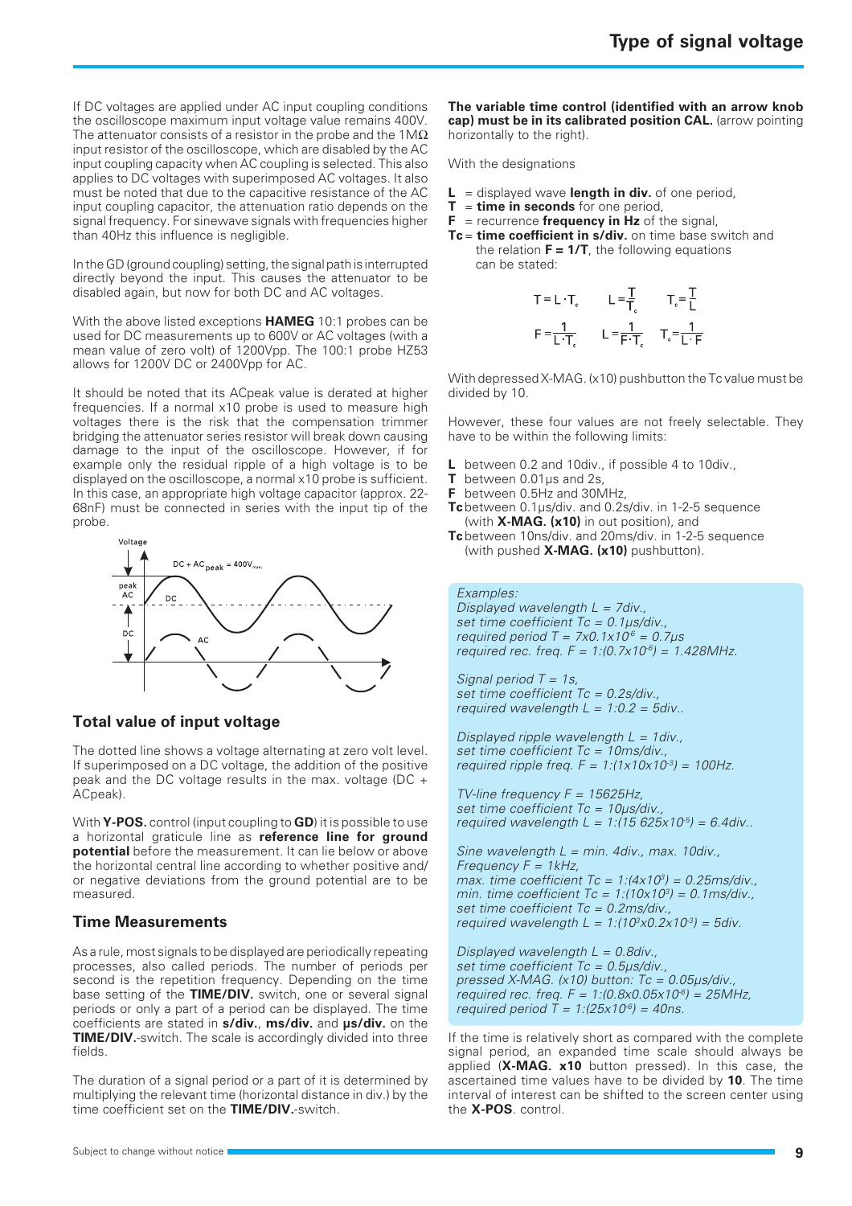If DC voltages are applied under AC input coupling conditions the oscilloscope maximum input voltage value remains 400V. The attenuator consists of a resistor in the probe and the 1MΩ input resistor of the oscilloscope, which are disabled by the AC input coupling capacity when AC coupling is selected. This also applies to DC voltages with superimposed AC voltages. It also must be noted that due to the capacitive resistance of the AC input coupling capacitor, the attenuation ratio depends on the signal frequency. For sinewave signals with frequencies higher than 40Hz this influence is negligible.

In the GD (ground coupling) setting, the signal path is interrupted directly beyond the input. This causes the attenuator to be disabled again, but now for both DC and AC voltages.

With the above listed exceptions **HAMEG** 10:1 probes can be used for DC measurements up to 600V or AC voltages (with a mean value of zero volt) of 1200Vpp. The 100:1 probe HZ53 allows for 1200V DC or 2400Vpp for AC.

It should be noted that its ACpeak value is derated at higher frequencies. If a normal x10 probe is used to measure high voltages there is the risk that the compensation trimmer bridging the attenuator series resistor will break down causing damage to the input of the oscilloscope. However, if for example only the residual ripple of a high voltage is to be displayed on the oscilloscope, a normal x10 probe is sufficient. In this case, an appropriate high voltage capacitor (approx. 22-68nF) must be connected in series with the input tip of the probe.

## Total value of input voltage

The dotted line shows a voltage alternating at zero volt level. If superimposed on a DC voltage, the addition of the positive peak and the DC voltage results in the max. voltage (DC + ACpeak).

With **Y-POS.** control (input coupling to **GD**) it is possible to use a horizontal graticule line as **reference line for ground potential** before the measurement. It can lie below or above the horizontal central line according to whether positive and/or negative deviations from the ground potential are to be measured.

## Time Measurements

As a rule, most signals to be displayed are periodically repeating processes, also called periods. The number of periods per second is the repetition frequency. Depending on the time base setting of the **TIME/DIV.** switch, one or several signal periods or only a part of a period can be displayed. The time coefficients are stated in **s/div.**, **ms/div.** and **µs/div.** on the **TIME/DIV.**-switch. The scale is accordingly divided into three fields.

The duration of a signal period or a part of it is determined by multiplying the relevant time (horizontal distance in div.) by the time coefficient set on the **TIME/DIV.**-switch.

**The variable time control (identified with an arrow knob cap) must be in its calibrated position CAL.** (arrow pointing horizontally to the right).

With the designations

- **L** = displayed wave **length in div.** of one period,
- **T** = **time in seconds** for one period,
- **F** = recurrence **frequency in Hz** of the signal,
- **Tc** = **time coefficient in s/div.** on time base switch and the relation **F = 1/T**, the following equations can be stated:

$$T = L \cdot T_c \qquad L = \frac{T}{T_c} \qquad T_c = \frac{T}{L}$$

$$F = \frac{1}{L \cdot T_c} \qquad L = \frac{1}{F \cdot T_c} \qquad T_c = \frac{1}{L \cdot F}$$

With depressed X-MAG. (x10) pushbutton the Tc value must be divided by 10.

However, these four values are not freely selectable. They have to be within the following limits:

- **L** between 0.2 and 10div., if possible 4 to 10div.,
- **T** between 0.01µs and 2s,
- **F** between 0.5Hz and 30MHz,
- **Tc** between 0.1µs/div. and 0.2s/div. in 1-2-5 sequence (with **X-MAG. (x10)** in out position), and
- **Tc** between 10ns/div. and 20ms/div. in 1-2-5 sequence (with pushed **X-MAG. (x10)** pushbutton).

*Examples:*
*Displayed wavelength L = 7div.,*
*set time coefficient Tc = 0.1µs/div.,*
*required period* $T = 7x0.1x10^{-6} = 0.7µs$
*required rec. freq.* $F = 1:(0.7x10^{-6}) = 1.428MHz$.

*Signal period T = 1s,*
*set time coefficient Tc = 0.2s/div.,*
*required wavelength L = 1:0.2 = 5div..*

*Displayed ripple wavelength L = 1div.,*
*set time coefficient Tc = 10ms/div.,*
*required ripple freq.* $F = 1:(1x10x10^{-3}) = 100Hz$.

*TV-line frequency F = 15625Hz,*
*set time coefficient Tc = 10µs/div.,*
*required wavelength* $L = 1:(15\,625x10^{-5}) = 6.4div.$.

*Sine wavelength L = min. 4div., max. 10div.,*
*Frequency F = 1kHz,*
*max. time coefficient* $Tc = 1:(4x10^3) = 0.25ms/div.$,
*min. time coefficient* $Tc = 1:(10x10^3) = 0.1ms/div.$,
*set time coefficient Tc = 0.2ms/div.,*
*required wavelength* $L = 1:(10^3x0.2x10^{-3}) = 5div.$

*Displayed wavelength L = 0.8div.,*
*set time coefficient Tc = 0.5µs/div.,*
*pressed X-MAG. (x10) button: Tc = 0.05µs/div.,*
*required rec. freq.* $F = 1:(0.8x0.05x10^{-6}) = 25MHz$,
*required period* $T = 1:(25x10^{-6}) = 40ns$.

If the time is relatively short as compared with the complete signal period, an expanded time scale should always be applied (**X-MAG. x10** button pressed). In this case, the ascertained time values have to be divided by **10**. The time interval of interest can be shifted to the screen center using the **X-POS**. control.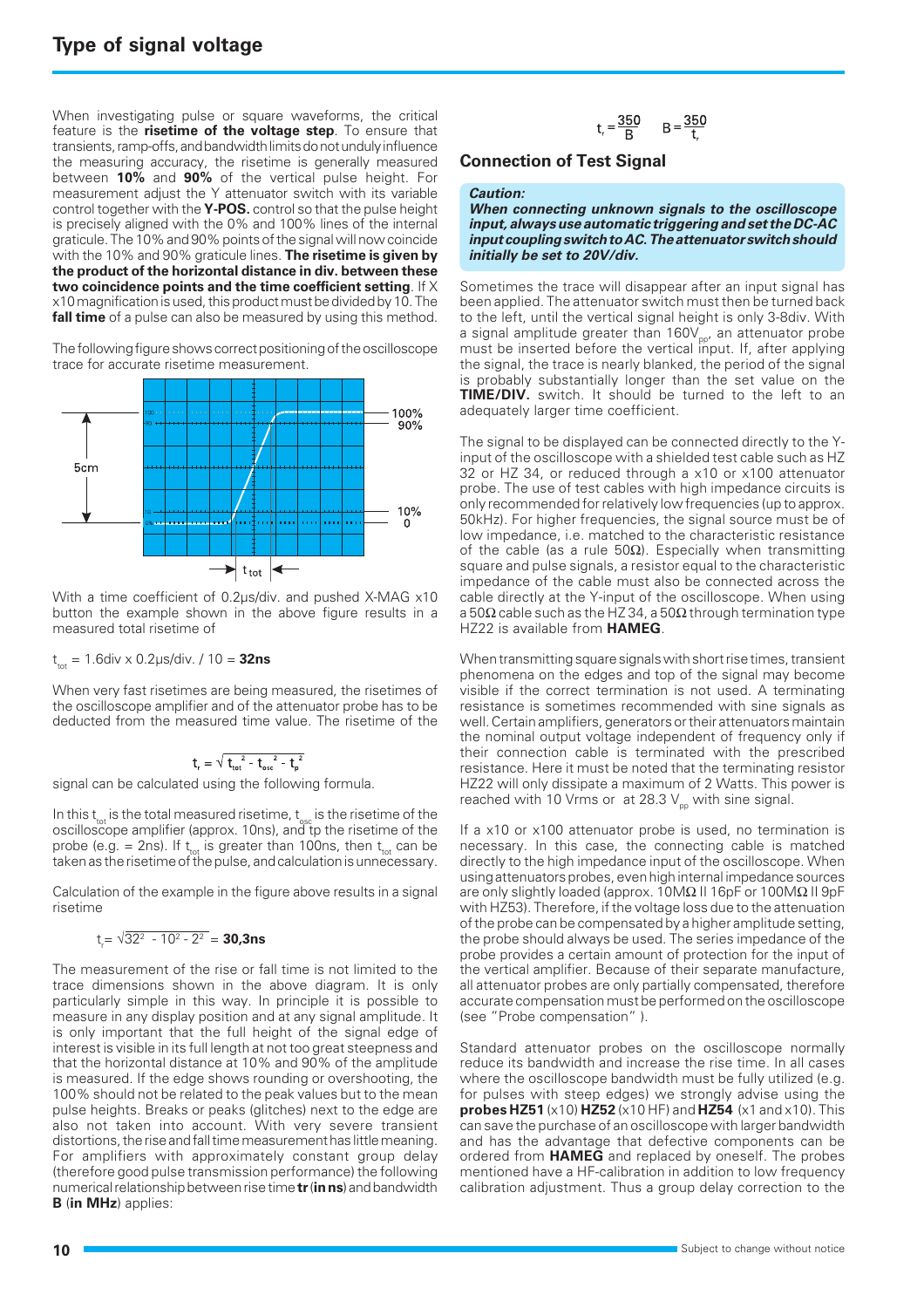## Type of signal voltage

When investigating pulse or square waveforms, the critical feature is the **risetime of the voltage step**. To ensure that transients, ramp-offs, and bandwidth limits do not unduly influence the measuring accuracy, the risetime is generally measured between **10%** and **90%** of the vertical pulse height. For measurement adjust the Y attenuator switch with its variable control together with the **Y-POS.** control so that the pulse height is precisely aligned with the 0% and 100% lines of the internal graticule. The 10% and 90% points of the signal will now coincide with the 10% and 90% graticule lines. **The risetime is given by the product of the horizontal distance in div. between these two coincidence points and the time coefficient setting**. If X x10 magnification is used, this product must be divided by 10. The **fall time** of a pulse can also be measured by using this method.

The following figure shows correct positioning of the oscilloscope trace for accurate risetime measurement.

With a time coefficient of 0.2µs/div. and pushed X-MAG x10 button the example shown in the above figure results in a measured total risetime of

$t_{tot}$ = 1.6div x 0.2µs/div. / 10 = **32ns**

When very fast risetimes are being measured, the risetimes of the oscilloscope amplifier and of the attenuator probe has to be deducted from the measured time value. The risetime of the

$$t_r = \sqrt{t_{tot}^2 - t_{osc}^2 - t_p^2}$$

signal can be calculated using the following formula.

In this $t_{tot}$ is the total measured risetime, $t_{osc}$ is the risetime of the oscilloscope amplifier (approx. 10ns), and tp the risetime of the probe (e.g. = 2ns). If $t_{tot}$ is greater than 100ns, then $t_{tot}$ can be taken as the risetime of the pulse, and calculation is unnecessary.

Calculation of the example in the figure above results in a signal risetime

$$t_r = \sqrt{32^2 - 10^2 - 2^2} = \mathbf{30{,}3ns}$$

The measurement of the rise or fall time is not limited to the trace dimensions shown in the above diagram. It is only particularly simple in this way. In principle it is possible to measure in any display position and at any signal amplitude. It is only important that the full height of the signal edge of interest is visible in its full length at not too great steepness and that the horizontal distance at 10% and 90% of the amplitude is measured. If the edge shows rounding or overshooting, the 100% should not be related to the peak values but to the mean pulse heights. Breaks or peaks (glitches) next to the edge are also not taken into account. With very severe transient distortions, the rise and fall time measurement has little meaning. For amplifiers with approximately constant group delay (therefore good pulse transmission performance) the following numerical relationship between rise time **tr** (**in ns**) and bandwidth **B** (**in MHz**) applies:

$$t_r = \frac{350}{B} \qquad B = \frac{350}{t_r}$$

### Connection of Test Signal

***Caution:***
***When connecting unknown signals to the oscilloscope input, always use automatic triggering and set the DC-AC input coupling switch to AC. The attenuator switch should initially be set to 20V/div.***

Sometimes the trace will disappear after an input signal has been applied. The attenuator switch must then be turned back to the left, until the vertical signal height is only 3-8div. With a signal amplitude greater than 160$V_{pp}$, an attenuator probe must be inserted before the vertical input. If, after applying the signal, the trace is nearly blanked, the period of the signal is probably substantially longer than the set value on the **TIME/DIV.** switch. It should be turned to the left to an adequately larger time coefficient.

The signal to be displayed can be connected directly to the Y-input of the oscilloscope with a shielded test cable such as HZ 32 or HZ 34, or reduced through a x10 or x100 attenuator probe. The use of test cables with high impedance circuits is only recommended for relatively low frequencies (up to approx. 50kHz). For higher frequencies, the signal source must be of low impedance, i.e. matched to the characteristic resistance of the cable (as a rule 50Ω). Especially when transmitting square and pulse signals, a resistor equal to the characteristic impedance of the cable must also be connected across the cable directly at the Y-input of the oscilloscope. When using a 50Ω cable such as the HZ 34, a 50Ω through termination type HZ22 is available from **HAMEG**.

When transmitting square signals with short rise times, transient phenomena on the edges and top of the signal may become visible if the correct termination is not used. A terminating resistance is sometimes recommended with sine signals as well. Certain amplifiers, generators or their attenuators maintain the nominal output voltage independent of frequency only if their connection cable is terminated with the prescribed resistance. Here it must be noted that the terminating resistor HZ22 will only dissipate a maximum of 2 Watts. This power is reached with 10 Vrms or at 28.3 $V_{pp}$ with sine signal.

If a x10 or x100 attenuator probe is used, no termination is necessary. In this case, the connecting cable is matched directly to the high impedance input of the oscilloscope. When using attenuators probes, even high internal impedance sources are only slightly loaded (approx. 10MΩ II 16pF or 100MΩ II 9pF with HZ53). Therefore, if the voltage loss due to the attenuation of the probe can be compensated by a higher amplitude setting, the probe should always be used. The series impedance of the probe provides a certain amount of protection for the input of the vertical amplifier. Because of their separate manufacture, all attenuator probes are only partially compensated, therefore accurate compensation must be performed on the oscilloscope (see "Probe compensation").

Standard attenuator probes on the oscilloscope normally reduce its bandwidth and increase the rise time. In all cases where the oscilloscope bandwidth must be fully utilized (e.g. for pulses with steep edges) we strongly advise using the **probes HZ51** (x10) **HZ52** (x10 HF) and **HZ54** (x1 and x10). This can save the purchase of an oscilloscope with larger bandwidth and has the advantage that defective components can be ordered from **HAMEG** and replaced by oneself. The probes mentioned have a HF-calibration in addition to low frequency calibration adjustment. Thus a group delay correction to the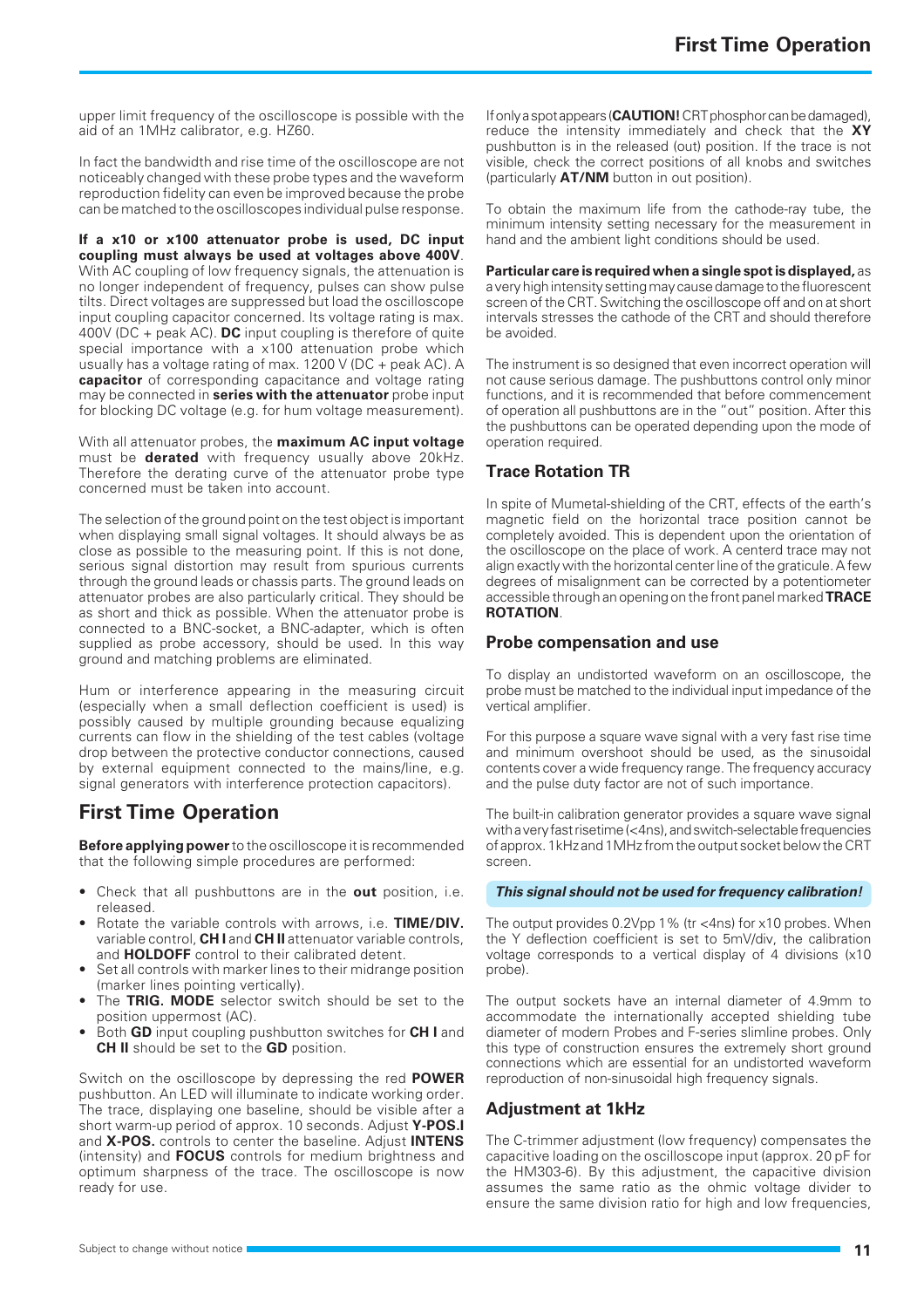upper limit frequency of the oscilloscope is possible with the aid of an 1MHz calibrator, e.g. HZ60.

In fact the bandwidth and rise time of the oscilloscope are not noticeably changed with these probe types and the waveform reproduction fidelity can even be improved because the probe can be matched to the oscilloscopes individual pulse response.

**If a x10 or x100 attenuator probe is used, DC input coupling must always be used at voltages above 400V**. With AC coupling of low frequency signals, the attenuation is no longer independent of frequency, pulses can show pulse tilts. Direct voltages are suppressed but load the oscilloscope input coupling capacitor concerned. Its voltage rating is max. 400V (DC + peak AC). **DC** input coupling is therefore of quite special importance with a x100 attenuation probe which usually has a voltage rating of max. 1200 V (DC + peak AC). A **capacitor** of corresponding capacitance and voltage rating may be connected in **series with the attenuator** probe input for blocking DC voltage (e.g. for hum voltage measurement).

With all attenuator probes, the **maximum AC input voltage** must be **derated** with frequency usually above 20kHz. Therefore the derating curve of the attenuator probe type concerned must be taken into account.

The selection of the ground point on the test object is important when displaying small signal voltages. It should always be as close as possible to the measuring point. If this is not done, serious signal distortion may result from spurious currents through the ground leads or chassis parts. The ground leads on attenuator probes are also particularly critical. They should be as short and thick as possible. When the attenuator probe is connected to a BNC-socket, a BNC-adapter, which is often supplied as probe accessory, should be used. In this way ground and matching problems are eliminated.

Hum or interference appearing in the measuring circuit (especially when a small deflection coefficient is used) is possibly caused by multiple grounding because equalizing currents can flow in the shielding of the test cables (voltage drop between the protective conductor connections, caused by external equipment connected to the mains/line, e.g. signal generators with interference protection capacitors).

## First Time Operation

**Before applying power** to the oscilloscope it is recommended that the following simple procedures are performed:

- Check that all pushbuttons are in the **out** position, i.e. released.
- Rotate the variable controls with arrows, i.e. **TIME/DIV.** variable control, **CH I** and **CH II** attenuator variable controls, and **HOLDOFF** control to their calibrated detent.
- Set all controls with marker lines to their midrange position (marker lines pointing vertically).
- The **TRIG. MODE** selector switch should be set to the position uppermost (AC).
- Both **GD** input coupling pushbutton switches for **CH I** and **CH II** should be set to the **GD** position.

Switch on the oscilloscope by depressing the red **POWER** pushbutton. An LED will illuminate to indicate working order. The trace, displaying one baseline, should be visible after a short warm-up period of approx. 10 seconds. Adjust **Y-POS.I** and **X-POS.** controls to center the baseline. Adjust **INTENS** (intensity) and **FOCUS** controls for medium brightness and optimum sharpness of the trace. The oscilloscope is now ready for use.

If only a spot appears (**CAUTION!** CRT phosphor can be damaged), reduce the intensity immediately and check that the **XY** pushbutton is in the released (out) position. If the trace is not visible, check the correct positions of all knobs and switches (particularly **AT/NM** button in out position).

To obtain the maximum life from the cathode-ray tube, the minimum intensity setting necessary for the measurement in hand and the ambient light conditions should be used.

**Particular care is required when a single spot is displayed,** as a very high intensity setting may cause damage to the fluorescent screen of the CRT. Switching the oscilloscope off and on at short intervals stresses the cathode of the CRT and should therefore be avoided.

The instrument is so designed that even incorrect operation will not cause serious damage. The pushbuttons control only minor functions, and it is recommended that before commencement of operation all pushbuttons are in the "out" position. After this the pushbuttons can be operated depending upon the mode of operation required.

### Trace Rotation TR

In spite of Mumetal-shielding of the CRT, effects of the earth's magnetic field on the horizontal trace position cannot be completely avoided. This is dependent upon the orientation of the oscilloscope on the place of work. A centerd trace may not align exactly with the horizontal center line of the graticule. A few degrees of misalignment can be corrected by a potentiometer accessible through an opening on the front panel marked **TRACE ROTATION**.

### Probe compensation and use

To display an undistorted waveform on an oscilloscope, the probe must be matched to the individual input impedance of the vertical amplifier.

For this purpose a square wave signal with a very fast rise time and minimum overshoot should be used, as the sinusoidal contents cover a wide frequency range. The frequency accuracy and the pulse duty factor are not of such importance.

The built-in calibration generator provides a square wave signal with a very fast risetime (<4ns), and switch-selectable frequencies of approx. 1kHz and 1MHz from the output socket below the CRT screen.

***This signal should not be used for frequency calibration!***

The output provides 0.2Vpp 1% (tr <4ns) for x10 probes. When the Y deflection coefficient is set to 5mV/div, the calibration voltage corresponds to a vertical display of 4 divisions (x10 probe).

The output sockets have an internal diameter of 4.9mm to accommodate the internationally accepted shielding tube diameter of modern Probes and F-series slimline probes. Only this type of construction ensures the extremely short ground connections which are essential for an undistorted waveform reproduction of non-sinusoidal high frequency signals.

### Adjustment at 1kHz

The C-trimmer adjustment (low frequency) compensates the capacitive loading on the oscilloscope input (approx. 20 pF for the HM303-6). By this adjustment, the capacitive division assumes the same ratio as the ohmic voltage divider to ensure the same division ratio for high and low frequencies,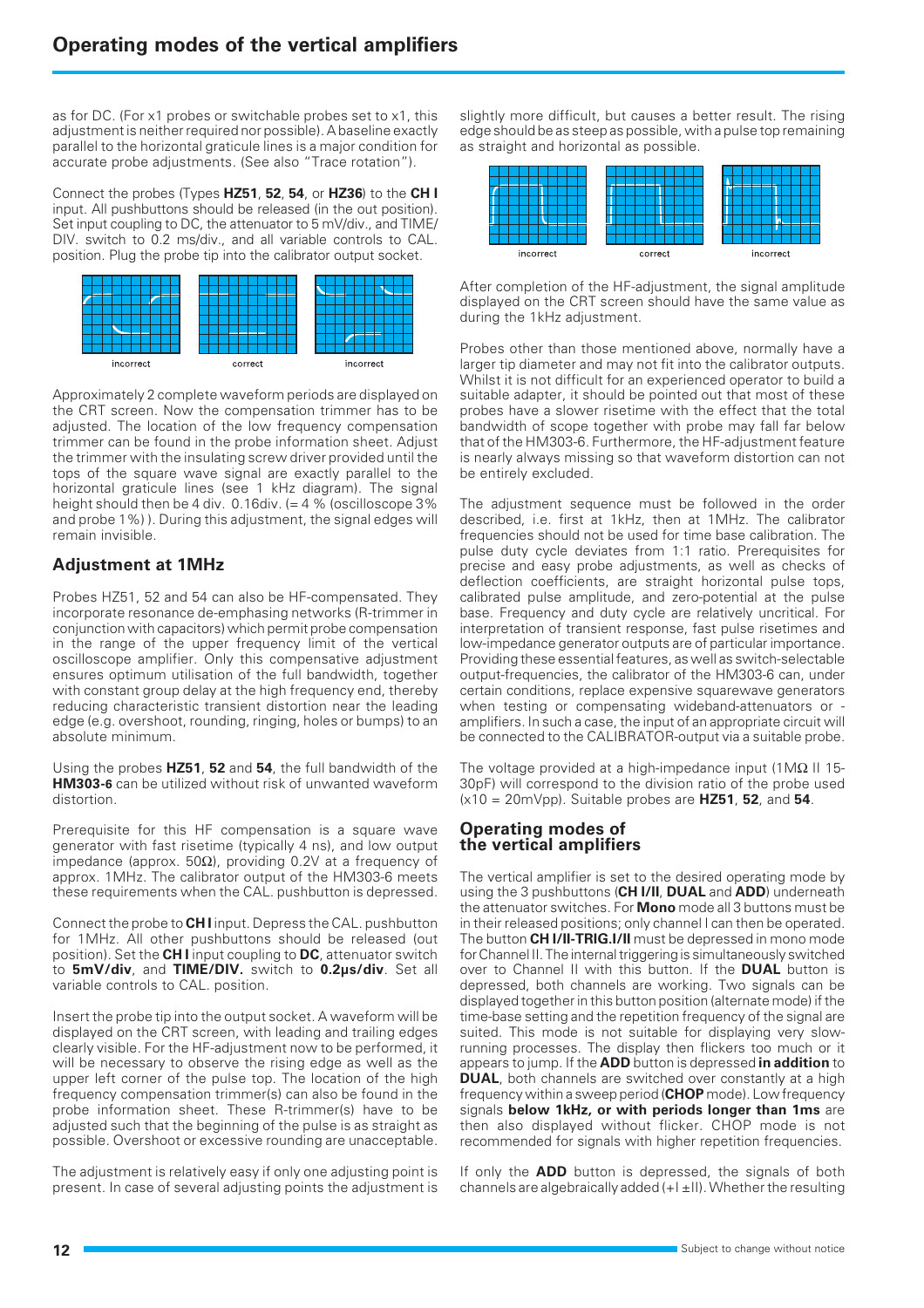as for DC. (For x1 probes or switchable probes set to x1, this adjustment is neither required nor possible). A baseline exactly parallel to the horizontal graticule lines is a major condition for accurate probe adjustments. (See also "Trace rotation").

Connect the probes (Types **HZ51**, **52**, **54**, or **HZ36**) to the **CH I** input. All pushbuttons should be released (in the out position). Set input coupling to DC, the attenuator to 5 mV/div., and TIME/DIV. switch to 0.2 ms/div., and all variable controls to CAL. position. Plug the probe tip into the calibrator output socket.

incorrect correct incorrect

Approximately 2 complete waveform periods are displayed on the CRT screen. Now the compensation trimmer has to be adjusted. The location of the low frequency compensation trimmer can be found in the probe information sheet. Adjust the trimmer with the insulating screw driver provided until the tops of the square wave signal are exactly parallel to the horizontal graticule lines (see 1 kHz diagram). The signal height should then be 4 div. 0.16div. (= 4 % (oscilloscope 3% and probe 1%) ). During this adjustment, the signal edges will remain invisible.

## Adjustment at 1MHz

Probes HZ51, 52 and 54 can also be HF-compensated. They incorporate resonance de-emphasing networks (R-trimmer in conjunction with capacitors) which permit probe compensation in the range of the upper frequency limit of the vertical oscilloscope amplifier. Only this compensative adjustment ensures optimum utilisation of the full bandwidth, together with constant group delay at the high frequency end, thereby reducing characteristic transient distortion near the leading edge (e.g. overshoot, rounding, ringing, holes or bumps) to an absolute minimum.

Using the probes **HZ51**, **52** and **54**, the full bandwidth of the **HM303-6** can be utilized without risk of unwanted waveform distortion.

Prerequisite for this HF compensation is a square wave generator with fast risetime (typically 4 ns), and low output impedance (approx. 50Ω), providing 0.2V at a frequency of approx. 1MHz. The calibrator output of the HM303-6 meets these requirements when the CAL. pushbutton is depressed.

Connect the probe to **CH I** input. Depress the CAL. pushbutton for 1MHz. All other pushbuttons should be released (out position). Set the **CH I** input coupling to **DC**, attenuator switch to **5mV/div**, and **TIME/DIV.** switch to **0.2µs/div**. Set all variable controls to CAL. position.

Insert the probe tip into the output socket. A waveform will be displayed on the CRT screen, with leading and trailing edges clearly visible. For the HF-adjustment now to be performed, it will be necessary to observe the rising edge as well as the upper left corner of the pulse top. The location of the high frequency compensation trimmer(s) can also be found in the probe information sheet. These R-trimmer(s) have to be adjusted such that the beginning of the pulse is as straight as possible. Overshoot or excessive rounding are unacceptable.

The adjustment is relatively easy if only one adjusting point is present. In case of several adjusting points the adjustment is slightly more difficult, but causes a better result. The rising edge should be as steep as possible, with a pulse top remaining as straight and horizontal as possible.

incorrect correct incorrect

After completion of the HF-adjustment, the signal amplitude displayed on the CRT screen should have the same value as during the 1kHz adjustment.

Probes other than those mentioned above, normally have a larger tip diameter and may not fit into the calibrator outputs. Whilst it is not difficult for an experienced operator to build a suitable adapter, it should be pointed out that most of these probes have a slower risetime with the effect that the total bandwidth of scope together with probe may fall far below that of the HM303-6. Furthermore, the HF-adjustment feature is nearly always missing so that waveform distortion can not be entirely excluded.

The adjustment sequence must be followed in the order described, i.e. first at 1kHz, then at 1MHz. The calibrator frequencies should not be used for time base calibration. The pulse duty cycle deviates from 1:1 ratio. Prerequisites for precise and easy probe adjustments, as well as checks of deflection coefficients, are straight horizontal pulse tops, calibrated pulse amplitude, and zero-potential at the pulse base. Frequency and duty cycle are relatively uncritical. For interpretation of transient response, fast pulse risetimes and low-impedance generator outputs are of particular importance. Providing these essential features, as well as switch-selectable output-frequencies, the calibrator of the HM303-6 can, under certain conditions, replace expensive squarewave generators when testing or compensating wideband-attenuators or -amplifiers. In such a case, the input of an appropriate circuit will be connected to the CALIBRATOR-output via a suitable probe.

The voltage provided at a high-impedance input (1MΩ II 15-30pF) will correspond to the division ratio of the probe used (x10 = 20mVpp). Suitable probes are **HZ51**, **52**, and **54**.

## Operating modes of the vertical amplifiers

The vertical amplifier is set to the desired operating mode by using the 3 pushbuttons (**CH I/II**, **DUAL** and **ADD**) underneath the attenuator switches. For **Mono** mode all 3 buttons must be in their released positions; only channel I can then be operated. The button **CH I/II-TRIG.I/II** must be depressed in mono mode for Channel II. The internal triggering is simultaneously switched over to Channel II with this button. If the **DUAL** button is depressed, both channels are working. Two signals can be displayed together in this button position (alternate mode) if the time-base setting and the repetition frequency of the signal are suited. This mode is not suitable for displaying very slow-running processes. The display then flickers too much or it appears to jump. If the **ADD** button is depressed **in addition** to **DUAL**, both channels are switched over constantly at a high frequency within a sweep period (**CHOP** mode). Low frequency signals **below 1kHz, or with periods longer than 1ms** are then also displayed without flicker. CHOP mode is not recommended for signals with higher repetition frequencies.

If only the **ADD** button is depressed, the signals of both channels are algebraically added (+I ±II). Whether the resulting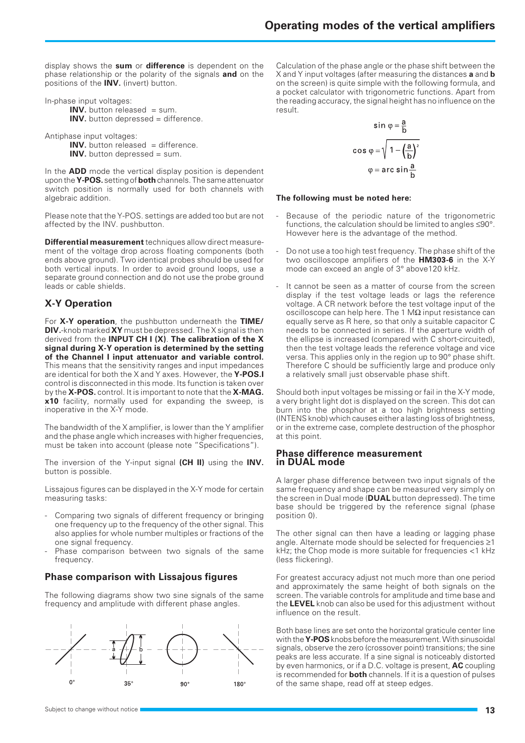display shows the **sum** or **difference** is dependent on the phase relationship or the polarity of the signals **and** on the positions of the **INV.** (invert) button.

In-phase input voltages:
**INV.** button released = sum.
**INV.** button depressed = difference.

Antiphase input voltages:
**INV.** button released = difference.
**INV.** button depressed = sum.

In the **ADD** mode the vertical display position is dependent upon the **Y-POS.** setting of **both** channels. The same attenuator switch position is normally used for both channels with algebraic addition.

Please note that the Y-POS. settings are added too but are not affected by the INV. pushbutton.

**Differential measurement** techniques allow direct measurement of the voltage drop across floating components (both ends above ground). Two identical probes should be used for both vertical inputs. In order to avoid ground loops, use a separate ground connection and do not use the probe ground leads or cable shields.

## X-Y Operation

For **X-Y operation**, the pushbutton underneath the **TIME/DIV.**-knob marked **XY** must be depressed. The X signal is then derived from the **INPUT CH I (X)**. **The calibration of the X signal during X-Y operation is determined by the setting of the Channel I input attenuator and variable control.** This means that the sensitivity ranges and input impedances are identical for both the X and Y axes. However, the **Y-POS.I** control is disconnected in this mode. Its function is taken over by the **X-POS.** control. It is important to note that the **X-MAG. x10** facility, normally used for expanding the sweep, is inoperative in the X-Y mode.

The bandwidth of the X amplifier, is lower than the Y amplifier and the phase angle which increases with higher frequencies, must be taken into account (please note "Specifications").

The inversion of the Y-input signal **(CH II)** using the **INV.** button is possible.

Lissajous figures can be displayed in the X-Y mode for certain measuring tasks:

- Comparing two signals of different frequency or bringing one frequency up to the frequency of the other signal. This also applies for whole number multiples or fractions of the one signal frequency.
- Phase comparison between two signals of the same frequency.

## Phase comparison with Lissajous figures

The following diagrams show two sine signals of the same frequency and amplitude with different phase angles.

0° 35° 90° 180°

Calculation of the phase angle or the phase shift between the X and Y input voltages (after measuring the distances **a** and **b** on the screen) is quite simple with the following formula, and a pocket calculator with trigonometric functions. Apart from the reading accuracy, the signal height has no influence on the result.

$$\sin \varphi = \frac{a}{b}$$

$$\cos \varphi = \sqrt{1 - \left(\frac{a}{b}\right)^2}$$

$$\varphi = \arcsin \frac{a}{b}$$

**The following must be noted here:**

- Because of the periodic nature of the trigonometric functions, the calculation should be limited to angles ≤90°. However here is the advantage of the method.
- Do not use a too high test frequency. The phase shift of the two oscilloscope amplifiers of the **HM303-6** in the X-Y mode can exceed an angle of 3° above120 kHz.
- It cannot be seen as a matter of course from the screen display if the test voltage leads or lags the reference voltage. A CR network before the test voltage input of the oscilloscope can help here. The 1 MΩ input resistance can equally serve as R here, so that only a suitable capacitor C needs to be connected in series. If the aperture width of the ellipse is increased (compared with C short-circuited), then the test voltage leads the reference voltage and vice versa. This applies only in the region up to 90° phase shift. Therefore C should be sufficiently large and produce only a relatively small just observable phase shift.

Should both input voltages be missing or fail in the X-Y mode, a very bright light dot is displayed on the screen. This dot can burn into the phosphor at a too high brightness setting (INTENS knob) which causes either a lasting loss of brightness, or in the extreme case, complete destruction of the phosphor at this point.

## Phase difference measurement in DUAL mode

A larger phase difference between two input signals of the same frequency and shape can be measured very simply on the screen in Dual mode (**DUAL** button depressed). The time base should be triggered by the reference signal (phase position 0).

The other signal can then have a leading or lagging phase angle. Alternate mode should be selected for frequencies ≥1 kHz; the Chop mode is more suitable for frequencies <1 kHz (less flickering).

For greatest accuracy adjust not much more than one period and approximately the same height of both signals on the screen. The variable controls for amplitude and time base and the **LEVEL** knob can also be used for this adjustment without influence on the result.

Both base lines are set onto the horizontal graticule center line with the **Y-POS** knobs before the measurement. With sinusoidal signals, observe the zero (crossover point) transitions; the sine peaks are less accurate. If a sine signal is noticeably distorted by even harmonics, or if a D.C. voltage is present, **AC** coupling is recommended for **both** channels. If it is a question of pulses of the same shape, read off at steep edges.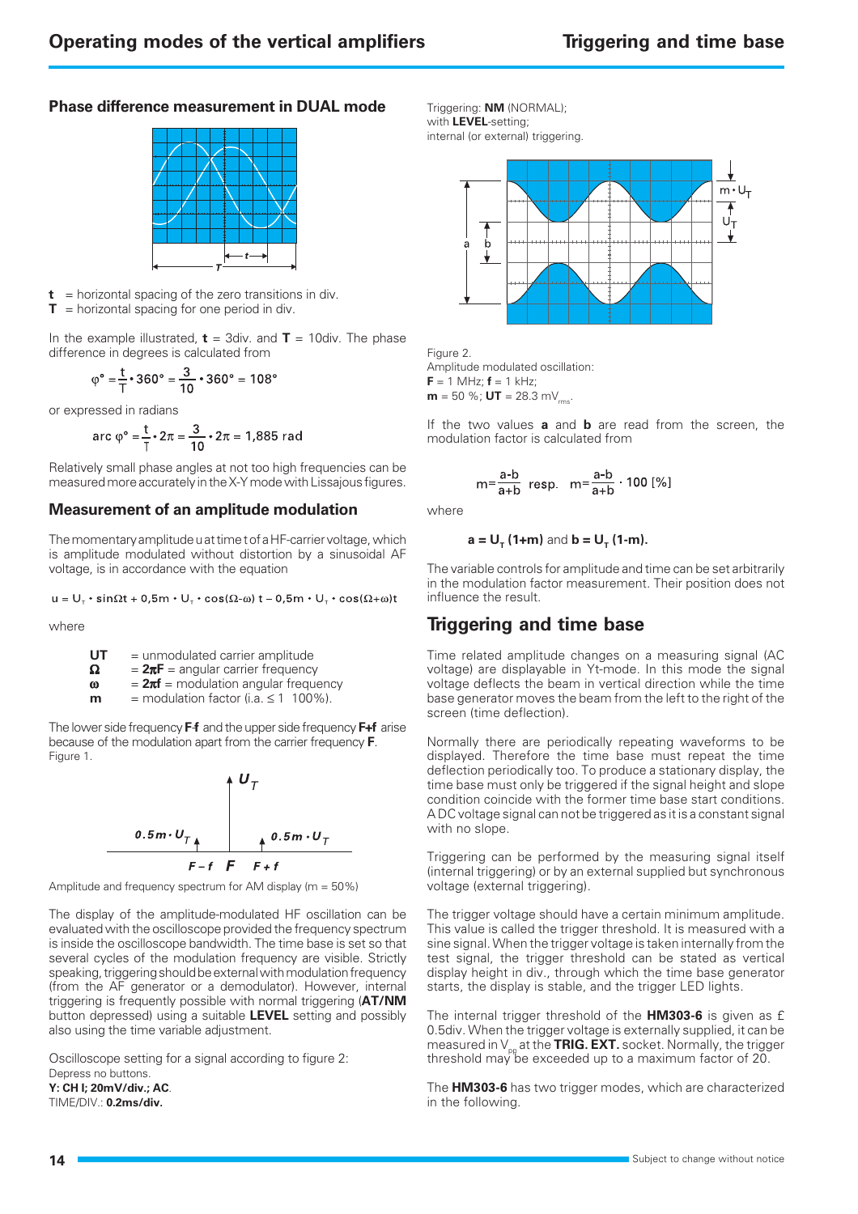## Phase difference measurement in DUAL mode

**t** = horizontal spacing of the zero transitions in div.
**T** = horizontal spacing for one period in div.

In the example illustrated, **t** = 3div. and **T** = 10div. The phase difference in degrees is calculated from

$$\varphi° = \frac{t}{T} \cdot 360° = \frac{3}{10} \cdot 360° = 108°$$

or expressed in radians

$$\text{arc } \varphi° = \frac{t}{T} \cdot 2\pi = \frac{3}{10} \cdot 2\pi = 1{,}885 \text{ rad}$$

Relatively small phase angles at not too high frequencies can be measured more accurately in the X-Y mode with Lissajous figures.

## Measurement of an amplitude modulation

The momentary amplitude u at time t of a HF-carrier voltage, which is amplitude modulated without distortion by a sinusoidal AF voltage, is in accordance with the equation

$$u = U_T \cdot \sin\Omega t + 0{,}5m \cdot U_T \cdot \cos(\Omega\text{-}\omega)\, t - 0{,}5m \cdot U_T \cdot \cos(\Omega\text{+}\omega)t$$

where

- **UT** = unmodulated carrier amplitude
- **Ω** = **2πF** = angular carrier frequency
- **ω** = **2πf** = modulation angular frequency
- **m** = modulation factor (i.a. ≤ 1 100%).

The lower side frequency **F-f** and the upper side frequency **F+f** arise because of the modulation apart from the carrier frequency **F**. Figure 1.

Amplitude and frequency spectrum for AM display (m = 50%)

The display of the amplitude-modulated HF oscillation can be evaluated with the oscilloscope provided the frequency spectrum is inside the oscilloscope bandwidth. The time base is set so that several cycles of the modulation frequency are visible. Strictly speaking, triggering should be external with modulation frequency (from the AF generator or a demodulator). However, internal triggering is frequently possible with normal triggering (**AT/NM** button depressed) using a suitable **LEVEL** setting and possibly also using the time variable adjustment.

Oscilloscope setting for a signal according to figure 2:
Depress no buttons.
**Y: CH I; 20mV/div.; AC**.
TIME/DIV.: **0.2ms/div.**

Triggering: **NM** (NORMAL);
with **LEVEL**-setting;
internal (or external) triggering.

Figure 2.
Amplitude modulated oscillation:
**F** = 1 MHz; **f** = 1 kHz;
**m** = 50 %; **UT** = 28.3 $mV_{rms}$.

If the two values **a** and **b** are read from the screen, the modulation factor is calculated from

$$m = \frac{a-b}{a+b} \quad \text{resp.} \quad m = \frac{a-b}{a+b} \cdot 100\ [\%]$$

where

$$\mathbf{a = U_T\ (1+m)} \text{ and } \mathbf{b = U_T\ (1\text{-}m)}.$$

The variable controls for amplitude and time can be set arbitrarily in the modulation factor measurement. Their position does not influence the result.

## Triggering and time base

Time related amplitude changes on a measuring signal (AC voltage) are displayable in Yt-mode. In this mode the signal voltage deflects the beam in vertical direction while the time base generator moves the beam from the left to the right of the screen (time deflection).

Normally there are periodically repeating waveforms to be displayed. Therefore the time base must repeat the time deflection periodically too. To produce a stationary display, the time base must only be triggered if the signal height and slope condition coincide with the former time base start conditions. A DC voltage signal can not be triggered as it is a constant signal with no slope.

Triggering can be performed by the measuring signal itself (internal triggering) or by an external supplied but synchronous voltage (external triggering).

The trigger voltage should have a certain minimum amplitude. This value is called the trigger threshold. It is measured with a sine signal. When the trigger voltage is taken internally from the test signal, the trigger threshold can be stated as vertical display height in div., through which the time base generator starts, the display is stable, and the trigger LED lights.

The internal trigger threshold of the **HM303-6** is given as £ 0.5div. When the trigger voltage is externally supplied, it can be measured in $V_{pp}$ at the **TRIG. EXT.** socket. Normally, the trigger threshold may be exceeded up to a maximum factor of 20.

The **HM303-6** has two trigger modes, which are characterized in the following.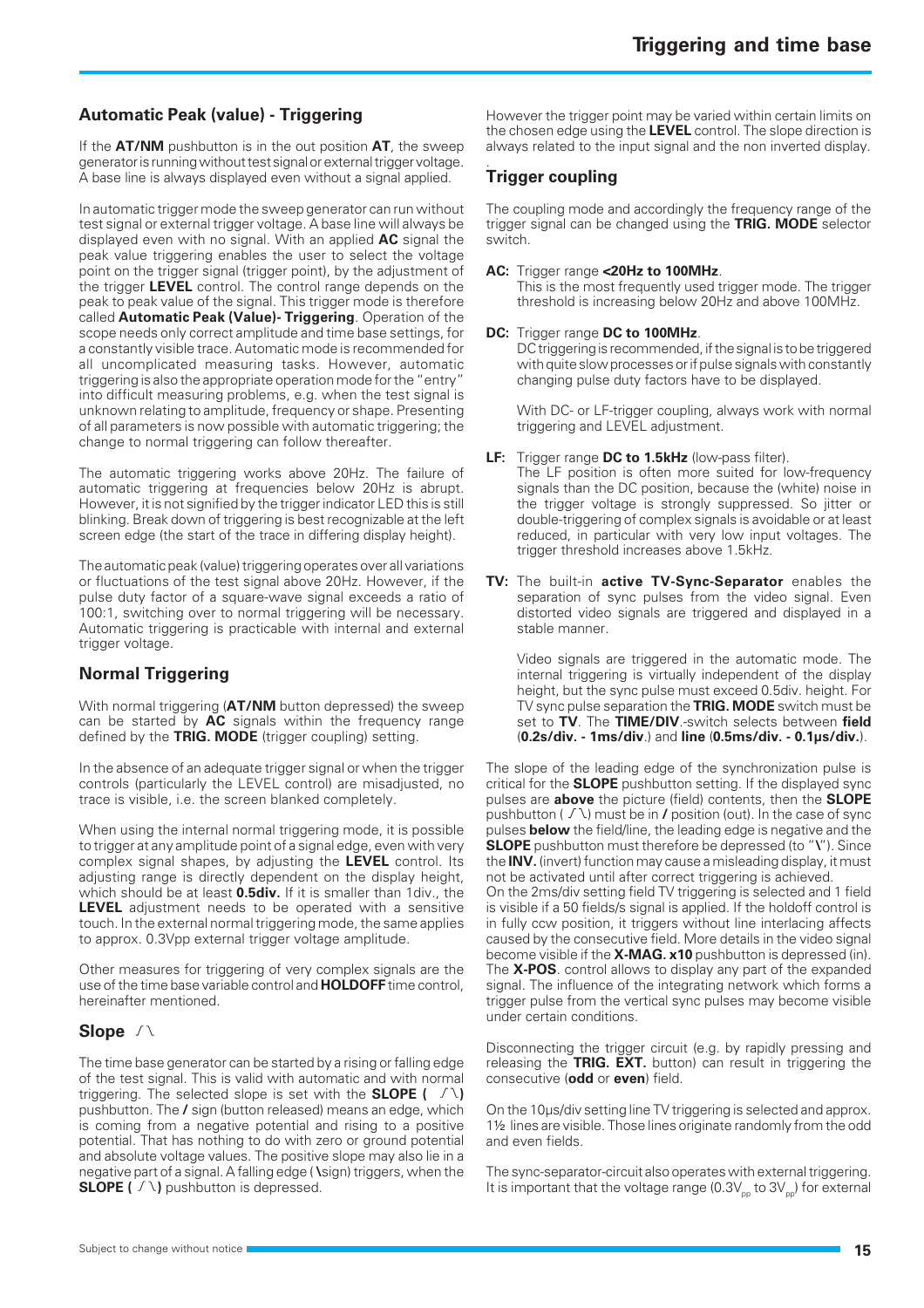## Automatic Peak (value) - Triggering

If the **AT/NM** pushbutton is in the out position **AT**, the sweep generator is running without test signal or external trigger voltage. A base line is always displayed even without a signal applied.

In automatic trigger mode the sweep generator can run without test signal or external trigger voltage. A base line will always be displayed even with no signal. With an applied **AC** signal the peak value triggering enables the user to select the voltage point on the trigger signal (trigger point), by the adjustment of the trigger **LEVEL** control. The control range depends on the peak to peak value of the signal. This trigger mode is therefore called **Automatic Peak (Value)- Triggering**. Operation of the scope needs only correct amplitude and time base settings, for a constantly visible trace. Automatic mode is recommended for all uncomplicated measuring tasks. However, automatic triggering is also the appropriate operation mode for the "entry" into difficult measuring problems, e.g. when the test signal is unknown relating to amplitude, frequency or shape. Presenting of all parameters is now possible with automatic triggering; the change to normal triggering can follow thereafter.

The automatic triggering works above 20Hz. The failure of automatic triggering at frequencies below 20Hz is abrupt. However, it is not signified by the trigger indicator LED this is still blinking. Break down of triggering is best recognizable at the left screen edge (the start of the trace in differing display height).

The automatic peak (value) triggering operates over all variations or fluctuations of the test signal above 20Hz. However, if the pulse duty factor of a square-wave signal exceeds a ratio of 100:1, switching over to normal triggering will be necessary. Automatic triggering is practicable with internal and external trigger voltage.

## Normal Triggering

With normal triggering (**AT/NM** button depressed) the sweep can be started by **AC** signals within the frequency range defined by the **TRIG. MODE** (trigger coupling) setting.

In the absence of an adequate trigger signal or when the trigger controls (particularly the LEVEL control) are misadjusted, no trace is visible, i.e. the screen blanked completely.

When using the internal normal triggering mode, it is possible to trigger at any amplitude point of a signal edge, even with very complex signal shapes, by adjusting the **LEVEL** control. Its adjusting range is directly dependent on the display height, which should be at least **0.5div.** If it is smaller than 1div., the **LEVEL** adjustment needs to be operated with a sensitive touch. In the external normal triggering mode, the same applies to approx. 0.3Vpp external trigger voltage amplitude.

Other measures for triggering of very complex signals are the use of the time base variable control and **HOLDOFF** time control, hereinafter mentioned.

## Slope /\

The time base generator can be started by a rising or falling edge of the test signal. This is valid with automatic and with normal triggering. The selected slope is set with the **SLOPE ( /\)** pushbutton. The **/** sign (button released) means an edge, which is coming from a negative potential and rising to a positive potential. That has nothing to do with zero or ground potential and absolute voltage values. The positive slope may also lie in a negative part of a signal. A falling edge (**\** sign) triggers, when the **SLOPE ( /\)** pushbutton is depressed.

However the trigger point may be varied within certain limits on the chosen edge using the **LEVEL** control. The slope direction is always related to the input signal and the non inverted display.

## Trigger coupling

The coupling mode and accordingly the frequency range of the trigger signal can be changed using the **TRIG. MODE** selector switch.

**AC:** Trigger range **<20Hz to 100MHz**.
This is the most frequently used trigger mode. The trigger threshold is increasing below 20Hz and above 100MHz.

**DC:** Trigger range **DC to 100MHz**.
DC triggering is recommended, if the signal is to be triggered with quite slow processes or if pulse signals with constantly changing pulse duty factors have to be displayed.

With DC- or LF-trigger coupling, always work with normal triggering and LEVEL adjustment.

**LF:** Trigger range **DC to 1.5kHz** (low-pass filter).
The LF position is often more suited for low-frequency signals than the DC position, because the (white) noise in the trigger voltage is strongly suppressed. So jitter or double-triggering of complex signals is avoidable or at least reduced, in particular with very low input voltages. The trigger threshold increases above 1.5kHz.

**TV:** The built-in **active TV-Sync-Separator** enables the separation of sync pulses from the video signal. Even distorted video signals are triggered and displayed in a stable manner.

Video signals are triggered in the automatic mode. The internal triggering is virtually independent of the display height, but the sync pulse must exceed 0.5div. height. For TV sync pulse separation the **TRIG. MODE** switch must be set to **TV**. The **TIME/DIV**.-switch selects between **field** (**0.2s/div. - 1ms/div**.) and **line** (**0.5ms/div. - 0.1µs/div.**).

The slope of the leading edge of the synchronization pulse is critical for the **SLOPE** pushbutton setting. If the displayed sync pulses are **above** the picture (field) contents, then the **SLOPE** pushbutton ( /\) must be in **/** position (out). In the case of sync pulses **below** the field/line, the leading edge is negative and the **SLOPE** pushbutton must therefore be depressed (to "**\**"). Since the **INV.** (invert) function may cause a misleading display, it must not be activated until after correct triggering is achieved.
On the 2ms/div setting field TV triggering is selected and 1 field is visible if a 50 fields/s signal is applied. If the holdoff control is in fully ccw position, it triggers without line interlacing affects caused by the consecutive field. More details in the video signal become visible if the **X-MAG. x10** pushbutton is depressed (in). The **X-POS**. control allows to display any part of the expanded signal. The influence of the integrating network which forms a trigger pulse from the vertical sync pulses may become visible under certain conditions.

Disconnecting the trigger circuit (e.g. by rapidly pressing and releasing the **TRIG. EXT.** button) can result in triggering the consecutive (**odd** or **even**) field.

On the 10µs/div setting line TV triggering is selected and approx. 1½ lines are visible. Those lines originate randomly from the odd and even fields.

The sync-separator-circuit also operates with external triggering. It is important that the voltage range ($0.3V_{pp}$ to $3V_{pp}$) for external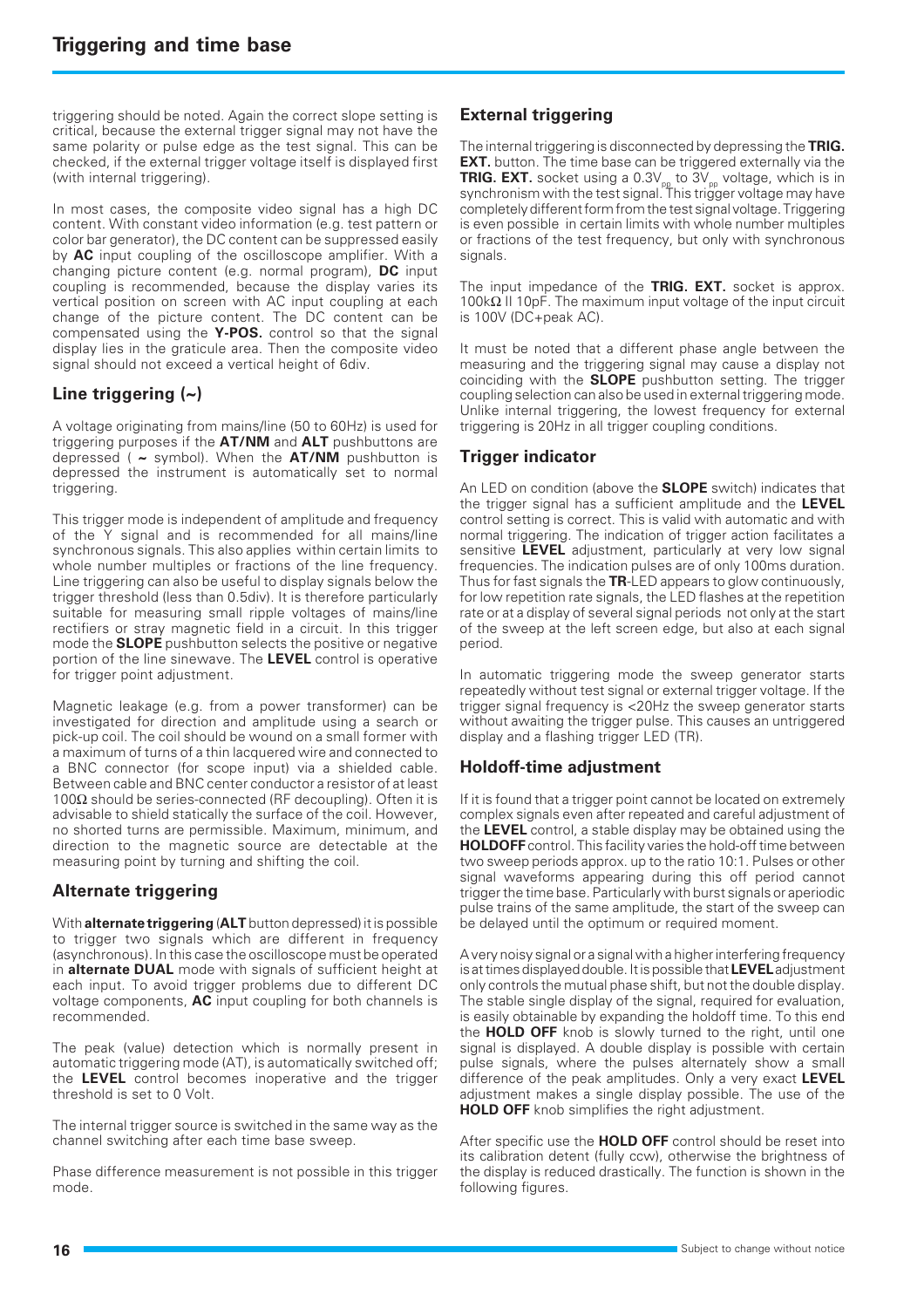triggering should be noted. Again the correct slope setting is critical, because the external trigger signal may not have the same polarity or pulse edge as the test signal. This can be checked, if the external trigger voltage itself is displayed first (with internal triggering).

In most cases, the composite video signal has a high DC content. With constant video information (e.g. test pattern or color bar generator), the DC content can be suppressed easily by **AC** input coupling of the oscilloscope amplifier. With a changing picture content (e.g. normal program), **DC** input coupling is recommended, because the display varies its vertical position on screen with AC input coupling at each change of the picture content. The DC content can be compensated using the **Y-POS.** control so that the signal display lies in the graticule area. Then the composite video signal should not exceed a vertical height of 6div.

## Line triggering (~)

A voltage originating from mains/line (50 to 60Hz) is used for triggering purposes if the **AT/NM** and **ALT** pushbuttons are depressed ( **~** symbol). When the **AT/NM** pushbutton is depressed the instrument is automatically set to normal triggering.

This trigger mode is independent of amplitude and frequency of the Y signal and is recommended for all mains/line synchronous signals. This also applies within certain limits to whole number multiples or fractions of the line frequency. Line triggering can also be useful to display signals below the trigger threshold (less than 0.5div). It is therefore particularly suitable for measuring small ripple voltages of mains/line rectifiers or stray magnetic field in a circuit. In this trigger mode the **SLOPE** pushbutton selects the positive or negative portion of the line sinewave. The **LEVEL** control is operative for trigger point adjustment.

Magnetic leakage (e.g. from a power transformer) can be investigated for direction and amplitude using a search or pick-up coil. The coil should be wound on a small former with a maximum of turns of a thin lacquered wire and connected to a BNC connector (for scope input) via a shielded cable. Between cable and BNC center conductor a resistor of at least 100Ω should be series-connected (RF decoupling). Often it is advisable to shield statically the surface of the coil. However, no shorted turns are permissible. Maximum, minimum, and direction to the magnetic source are detectable at the measuring point by turning and shifting the coil.

## Alternate triggering

With **alternate triggering** (**ALT** button depressed) it is possible to trigger two signals which are different in frequency (asynchronous). In this case the oscilloscope must be operated in **alternate DUAL** mode with signals of sufficient height at each input. To avoid trigger problems due to different DC voltage components, **AC** input coupling for both channels is recommended.

The peak (value) detection which is normally present in automatic triggering mode (AT), is automatically switched off; the **LEVEL** control becomes inoperative and the trigger threshold is set to 0 Volt.

The internal trigger source is switched in the same way as the channel switching after each time base sweep.

Phase difference measurement is not possible in this trigger mode.

## External triggering

The internal triggering is disconnected by depressing the **TRIG. EXT.** button. The time base can be triggered externally via the **TRIG. EXT.** socket using a $0.3V_{pp}$ to $3V_{pp}$ voltage, which is in synchronism with the test signal. This trigger voltage may have completely different form from the test signal voltage. Triggering is even possible in certain limits with whole number multiples or fractions of the test frequency, but only with synchronous signals.

The input impedance of the **TRIG. EXT.** socket is approx. 100kΩ II 10pF. The maximum input voltage of the input circuit is 100V (DC+peak AC).

It must be noted that a different phase angle between the measuring and the triggering signal may cause a display not coinciding with the **SLOPE** pushbutton setting. The trigger coupling selection can also be used in external triggering mode. Unlike internal triggering, the lowest frequency for external triggering is 20Hz in all trigger coupling conditions.

## Trigger indicator

An LED on condition (above the **SLOPE** switch) indicates that the trigger signal has a sufficient amplitude and the **LEVEL** control setting is correct. This is valid with automatic and with normal triggering. The indication of trigger action facilitates a sensitive **LEVEL** adjustment, particularly at very low signal frequencies. The indication pulses are of only 100ms duration. Thus for fast signals the **TR**-LED appears to glow continuously, for low repetition rate signals, the LED flashes at the repetition rate or at a display of several signal periods not only at the start of the sweep at the left screen edge, but also at each signal period.

In automatic triggering mode the sweep generator starts repeatedly without test signal or external trigger voltage. If the trigger signal frequency is <20Hz the sweep generator starts without awaiting the trigger pulse. This causes an untriggered display and a flashing trigger LED (TR).

## Holdoff-time adjustment

If it is found that a trigger point cannot be located on extremely complex signals even after repeated and careful adjustment of the **LEVEL** control, a stable display may be obtained using the **HOLDOFF** control. This facility varies the hold-off time between two sweep periods approx. up to the ratio 10:1. Pulses or other signal waveforms appearing during this off period cannot trigger the time base. Particularly with burst signals or aperiodic pulse trains of the same amplitude, the start of the sweep can be delayed until the optimum or required moment.

A very noisy signal or a signal with a higher interfering frequency is at times displayed double. It is possible that **LEVEL** adjustment only controls the mutual phase shift, but not the double display. The stable single display of the signal, required for evaluation, is easily obtainable by expanding the holdoff time. To this end the **HOLD OFF** knob is slowly turned to the right, until one signal is displayed. A double display is possible with certain pulse signals, where the pulses alternately show a small difference of the peak amplitudes. Only a very exact **LEVEL** adjustment makes a single display possible. The use of the **HOLD OFF** knob simplifies the right adjustment.

After specific use the **HOLD OFF** control should be reset into its calibration detent (fully ccw), otherwise the brightness of the display is reduced drastically. The function is shown in the following figures.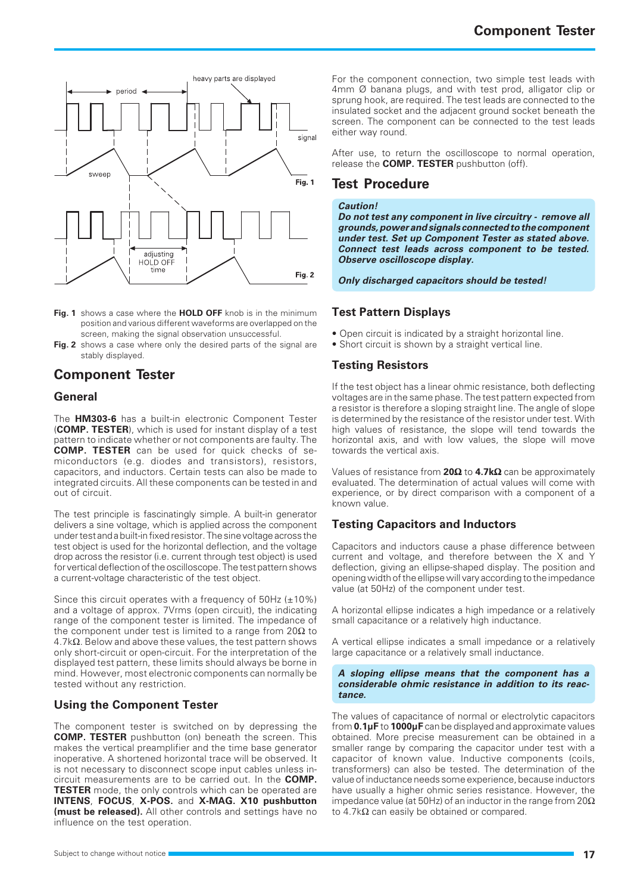**Fig. 1** shows a case where the **HOLD OFF** knob is in the minimum position and various different waveforms are overlapped on the screen, making the signal observation unsuccessful.

**Fig. 2** shows a case where only the desired parts of the signal are stably displayed.

## Component Tester

### General

The **HM303-6** has a built-in electronic Component Tester (**COMP. TESTER**), which is used for instant display of a test pattern to indicate whether or not components are faulty. The **COMP. TESTER** can be used for quick checks of semiconductors (e.g. diodes and transistors), resistors, capacitors, and inductors. Certain tests can also be made to integrated circuits. All these components can be tested in and out of circuit.

The test principle is fascinatingly simple. A built-in generator delivers a sine voltage, which is applied across the component under test and a built-in fixed resistor. The sine voltage across the test object is used for the horizontal deflection, and the voltage drop across the resistor (i.e. current through test object) is used for vertical deflection of the oscilloscope. The test pattern shows a current-voltage characteristic of the test object.

Since this circuit operates with a frequency of 50Hz (±10%) and a voltage of approx. 7Vrms (open circuit), the indicating range of the component tester is limited. The impedance of the component under test is limited to a range from 20Ω to 4.7kΩ. Below and above these values, the test pattern shows only short-circuit or open-circuit. For the interpretation of the displayed test pattern, these limits should always be borne in mind. However, most electronic components can normally be tested without any restriction.

### Using the Component Tester

The component tester is switched on by depressing the **COMP. TESTER** pushbutton (on) beneath the screen. This makes the vertical preamplifier and the time base generator inoperative. A shortened horizontal trace will be observed. It is not necessary to disconnect scope input cables unless in-circuit measurements are to be carried out. In the **COMP. TESTER** mode, the only controls which can be operated are **INTENS**, **FOCUS**, **X-POS.** and **X-MAG. X10 pushbutton (must be released).** All other controls and settings have no influence on the test operation.

For the component connection, two simple test leads with 4mm Ø banana plugs, and with test prod, alligator clip or sprung hook, are required. The test leads are connected to the insulated socket and the adjacent ground socket beneath the screen. The component can be connected to the test leads either way round.

After use, to return the oscilloscope to normal operation, release the **COMP. TESTER** pushbutton (off).

## Test Procedure

***Caution!***
***Do not test any component in live circuitry - remove all grounds, power and signals connected to the component under test. Set up Component Tester as stated above. Connect test leads across component to be tested. Observe oscilloscope display.***

***Only discharged capacitors should be tested!***

### Test Pattern Displays

- Open circuit is indicated by a straight horizontal line.
- Short circuit is shown by a straight vertical line.

### Testing Resistors

If the test object has a linear ohmic resistance, both deflecting voltages are in the same phase. The test pattern expected from a resistor is therefore a sloping straight line. The angle of slope is determined by the resistance of the resistor under test. With high values of resistance, the slope will tend towards the horizontal axis, and with low values, the slope will move towards the vertical axis.

Values of resistance from **20Ω** to **4.7kΩ** can be approximately evaluated. The determination of actual values will come with experience, or by direct comparison with a component of a known value.

### Testing Capacitors and Inductors

Capacitors and inductors cause a phase difference between current and voltage, and therefore between the X and Y deflection, giving an ellipse-shaped display. The position and opening width of the ellipse will vary according to the impedance value (at 50Hz) of the component under test.

A horizontal ellipse indicates a high impedance or a relatively small capacitance or a relatively high inductance.

A vertical ellipse indicates a small impedance or a relatively large capacitance or a relatively small inductance.

***A sloping ellipse means that the component has a considerable ohmic resistance in addition to its reactance.***

The values of capacitance of normal or electrolytic capacitors from **0.1µF** to **1000µF** can be displayed and approximate values obtained. More precise measurement can be obtained in a smaller range by comparing the capacitor under test with a capacitor of known value. Inductive components (coils, transformers) can also be tested. The determination of the value of inductance needs some experience, because inductors have usually a higher ohmic series resistance. However, the impedance value (at 50Hz) of an inductor in the range from 20Ω to 4.7kΩ can easily be obtained or compared.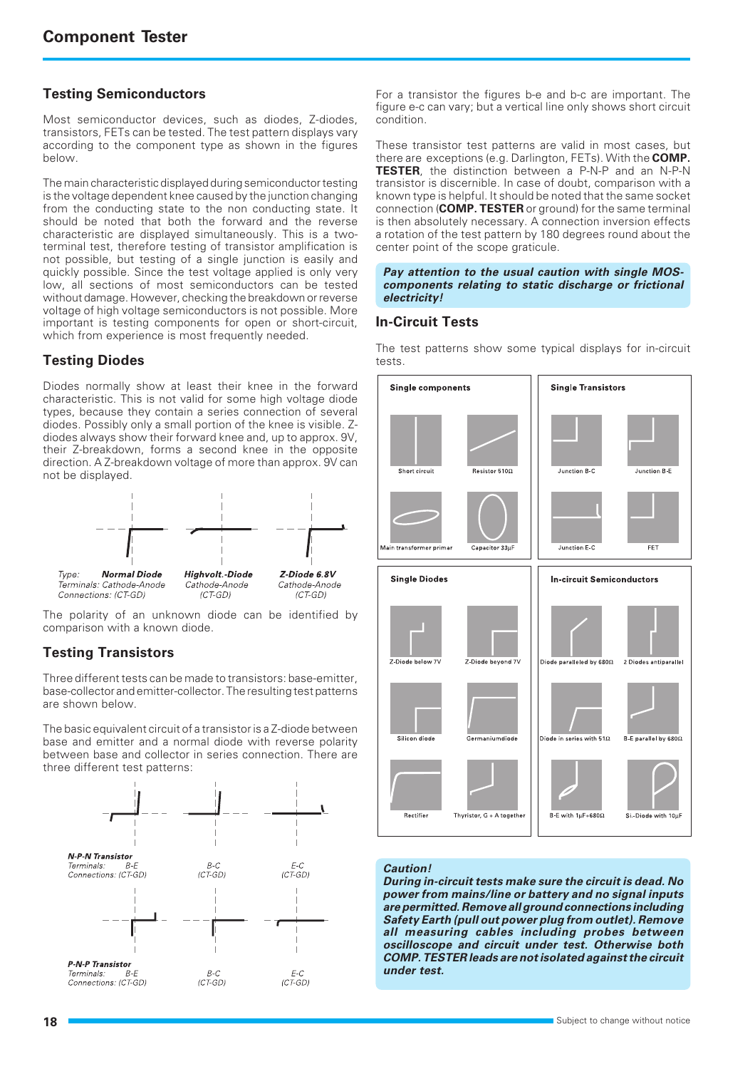# Component Tester

## Testing Semiconductors

Most semiconductor devices, such as diodes, Z-diodes, transistors, FETs can be tested. The test pattern displays vary according to the component type as shown in the figures below.

The main characteristic displayed during semiconductor testing is the voltage dependent knee caused by the junction changing from the conducting state to the non conducting state. It should be noted that both the forward and the reverse characteristic are displayed simultaneously. This is a two-terminal test, therefore testing of transistor amplification is not possible, but testing of a single junction is easily and quickly possible. Since the test voltage applied is only very low, all sections of most semiconductors can be tested without damage. However, checking the breakdown or reverse voltage of high voltage semiconductors is not possible. More important is testing components for open or short-circuit, which from experience is most frequently needed.

## Testing Diodes

Diodes normally show at least their knee in the forward characteristic. This is not valid for some high voltage diode types, because they contain a series connection of several diodes. Possibly only a small portion of the knee is visible. Z-diodes always show their forward knee and, up to approx. 9V, their Z-breakdown, forms a second knee in the opposite direction. A Z-breakdown voltage of more than approx. 9V can not be displayed.

*Type:* ***Normal Diode*** — *Terminals: Cathode-Anode* — *Connections: (CT-GD)*

***Highvolt.-Diode*** — *Cathode-Anode* — *(CT-GD)*

***Z-Diode 6.8V*** — *Cathode-Anode* — *(CT-GD)*

The polarity of an unknown diode can be identified by comparison with a known diode.

## Testing Transistors

Three different tests can be made to transistors: base-emitter, base-collector and emitter-collector. The resulting test patterns are shown below.

The basic equivalent circuit of a transistor is a Z-diode between base and emitter and a normal diode with reverse polarity between base and collector in series connection. There are three different test patterns:

***N-P-N Transistor***
*Terminals: B-E — B-C — E-C*
*Connections: (CT-GD) — (CT-GD) — (CT-GD)*

***P-N-P Transistor***
*Terminals: B-E — B-C — E-C*
*Connections: (CT-GD) — (CT-GD) — (CT-GD)*

For a transistor the figures b-e and b-c are important. The figure e-c can vary; but a vertical line only shows short circuit condition.

These transistor test patterns are valid in most cases, but there are exceptions (e.g. Darlington, FETs). With the **COMP. TESTER**, the distinction between a P-N-P and an N-P-N transistor is discernible. In case of doubt, comparison with a known type is helpful. It should be noted that the same socket connection (**COMP. TESTER** or ground) for the same terminal is then absolutely necessary. A connection inversion effects a rotation of the test pattern by 180 degrees round about the center point of the scope graticule.

***Pay attention to the usual caution with single MOS-components relating to static discharge or frictional electricity!***

## In-Circuit Tests

The test patterns show some typical displays for in-circuit tests.

**Single components**: Short circuit — Resistor 510Ω — Main transformer primar — Capacitor 33µF

**Single Transistors**: Junction B-C — Junction B-E — Junction E-C — FET

**Single Diodes**: Z-Diode below 7V — Z-Diode beyond 7V — Silicon diode — Germaniumdiode — Rectifier — Thyristor, G + A together

**In-circuit Semiconductors**: Diode paralleled by 680Ω — 2 Diodes antiparallel — Diode in series with 51Ω — B-E parallel by 680Ω — B-E with 1µF+680Ω — Si.-Diode with 10µF

***Caution!***
***During in-circuit tests make sure the circuit is dead. No power from mains/line or battery and no signal inputs are permitted. Remove all ground connections including Safety Earth (pull out power plug from outlet). Remove all measuring cables including probes between oscilloscope and circuit under test. Otherwise both COMP. TESTER leads are not isolated against the circuit under test.***

Subject to change without notice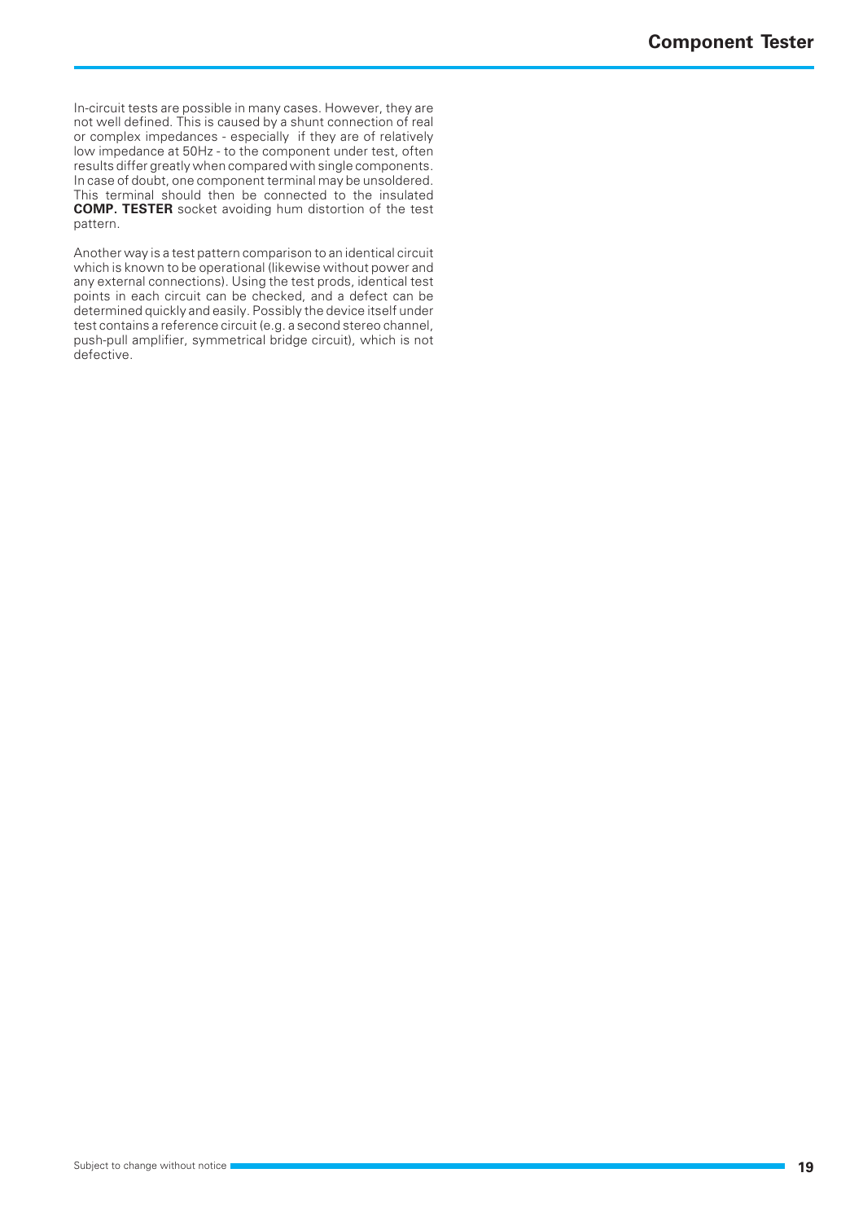In-circuit tests are possible in many cases. However, they are not well defined. This is caused by a shunt connection of real or complex impedances - especially if they are of relatively low impedance at 50Hz - to the component under test, often results differ greatly when compared with single components. In case of doubt, one component terminal may be unsoldered. This terminal should then be connected to the insulated **COMP. TESTER** socket avoiding hum distortion of the test pattern.

Another way is a test pattern comparison to an identical circuit which is known to be operational (likewise without power and any external connections). Using the test prods, identical test points in each circuit can be checked, and a defect can be determined quickly and easily. Possibly the device itself under test contains a reference circuit (e.g. a second stereo channel, push-pull amplifier, symmetrical bridge circuit), which is not defective.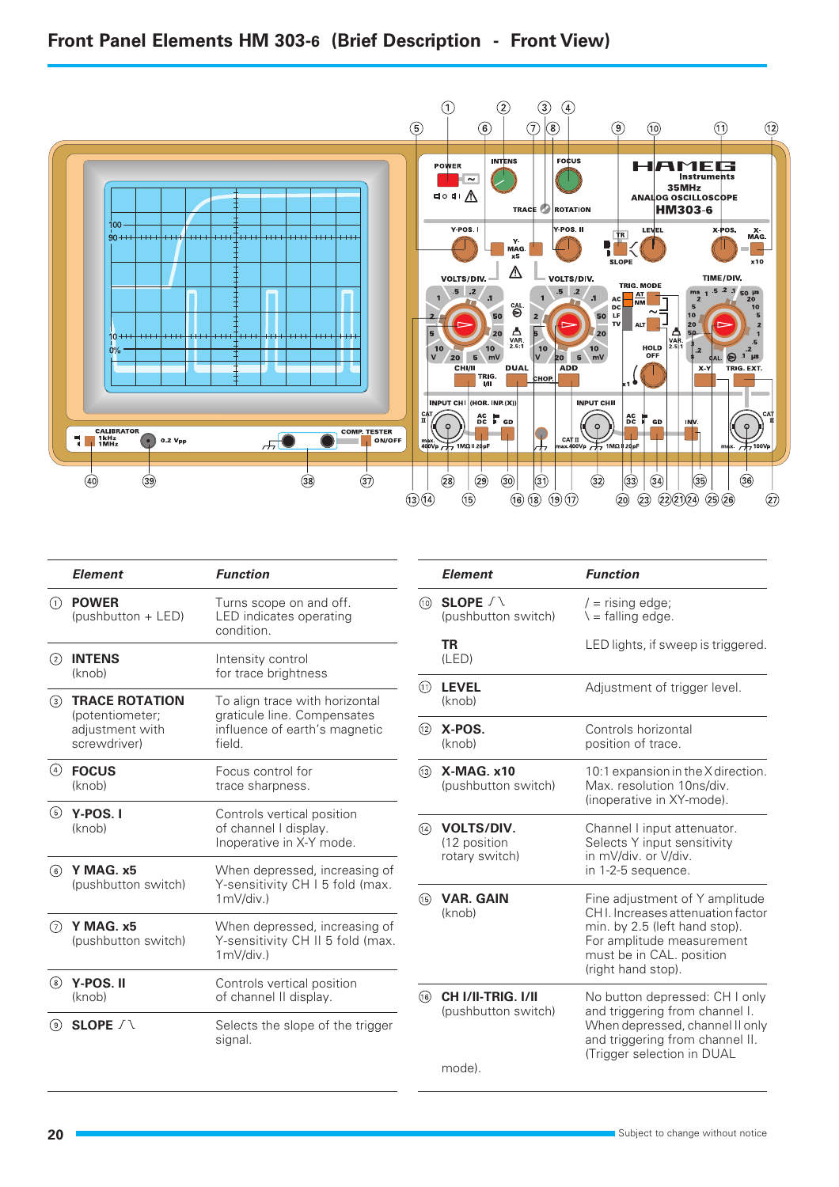# Front Panel Elements HM 303-6 (Brief Description - Front View)

| Element | Function |
|---|---|
| ① **POWER** (pushbutton + LED) | Turns scope on and off. LED indicates operating condition. |
| ② **INTENS** (knob) | Intensity control for trace brightness |
| ③ **TRACE ROTATION** (potentiometer; adjustment with screwdriver) | To align trace with horizontal graticule line. Compensates influence of earth's magnetic field. |
| ④ **FOCUS** (knob) | Focus control for trace sharpness. |
| ⑤ **Y-POS. I** (knob) | Controls vertical position of channel I display. Inoperative in X-Y mode. |
| ⑥ **Y MAG. x5** (pushbutton switch) | When depressed, increasing of Y-sensitivity CH I 5 fold (max. 1mV/div.) |
| ⑦ **Y MAG. x5** (pushbutton switch) | When depressed, increasing of Y-sensitivity CH II 5 fold (max. 1mV/div.) |
| ⑧ **Y-POS. II** (knob) | Controls vertical position of channel II display. |
| ⑨ **SLOPE** /\ | Selects the slope of the trigger signal. |
| ⑩ **SLOPE** /\ (pushbutton switch) | / = rising edge; \ = falling edge. |
| **TR** (LED) | LED lights, if sweep is triggered. |
| ⑪ **LEVEL** (knob) | Adjustment of trigger level. |
| ⑫ **X-POS.** (knob) | Controls horizontal position of trace. |
| ⑬ **X-MAG. x10** (pushbutton switch) | 10:1 expansion in the X direction. Max. resolution 10ns/div. (inoperative in XY-mode). |
| ⑭ **VOLTS/DIV.** (12 position rotary switch) | Channel I input attenuator. Selects Y input sensitivity in mV/div. or V/div. in 1-2-5 sequence. |
| ⑮ **VAR. GAIN** (knob) | Fine adjustment of Y amplitude CH I. Increases attenuation factor min. by 2.5 (left hand stop). For amplitude measurement must be in CAL. position (right hand stop). |
| ⑯ **CH I/II-TRIG. I/II** (pushbutton switch) | No button depressed: CH I only and triggering from channel I. When depressed, channel II only and triggering from channel II. (Trigger selection in DUAL mode). |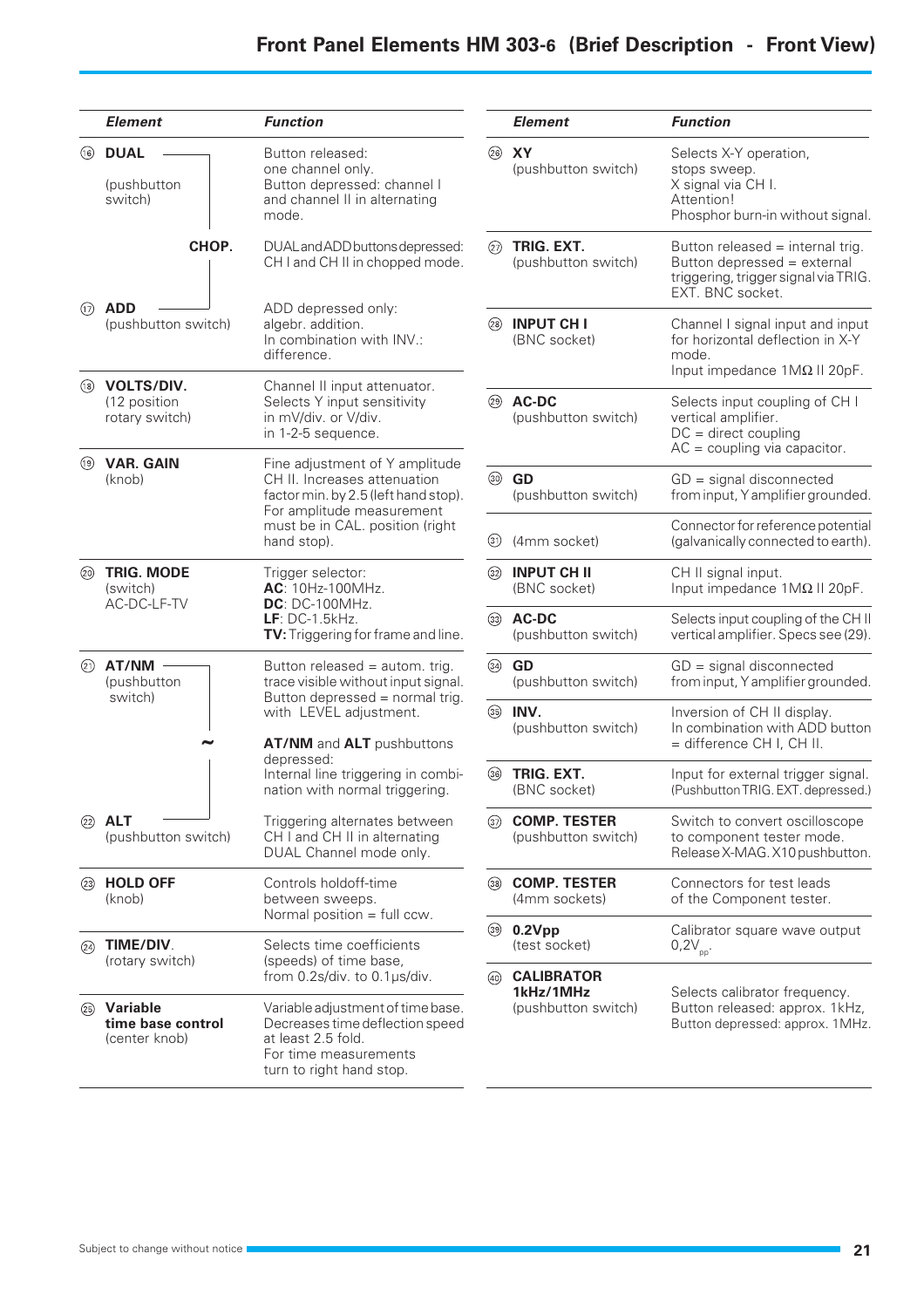# Front Panel Elements HM 303-6 (Brief Description - Front View)

| Element | Function |
|---|---|
| ⑯ **DUAL** (pushbutton switch) | Button released: one channel only. Button depressed: channel I and channel II in alternating mode. |
| **CHOP.** | DUAL and ADD buttons depressed: CH I and CH II in chopped mode. |
| ⑰ **ADD** (pushbutton switch) | ADD depressed only: algebr. addition. In combination with INV.: difference. |
| ⑱ **VOLTS/DIV.** (12 position rotary switch) | Channel II input attenuator. Selects Y input sensitivity in mV/div. or V/div. in 1-2-5 sequence. |
| ⑲ **VAR. GAIN** (knob) | Fine adjustment of Y amplitude CH II. Increases attenuation factor min. by 2.5 (left hand stop). For amplitude measurement must be in CAL. position (right hand stop). |
| ⑳ **TRIG. MODE** (switch) AC-DC-LF-TV | Trigger selector: **AC**: 10Hz-100MHz. **DC**: DC-100MHz. **LF**: DC-1.5kHz. **TV**: Triggering for frame and line. |
| ㉑ **AT/NM** (pushbutton switch) | Button released = autom. trig. trace visible without input signal. Button depressed = normal trig. with LEVEL adjustment. |
| **~** | **AT/NM** and **ALT** pushbuttons depressed: Internal line triggering in combination with normal triggering. |
| ㉒ **ALT** (pushbutton switch) | Triggering alternates between CH I and CH II in alternating DUAL Channel mode only. |
| ㉓ **HOLD OFF** (knob) | Controls holdoff-time between sweeps. Normal position = full ccw. |
| ㉔ **TIME/DIV**. (rotary switch) | Selects time coefficients (speeds) of time base, from 0.2s/div. to 0.1µs/div. |
| ㉕ **Variable time base control** (center knob) | Variable adjustment of time base. Decreases time deflection speed at least 2.5 fold. For time measurements turn to right hand stop. |

| Element | Function |
|---|---|
| ㉖ **XY** (pushbutton switch) | Selects X-Y operation, stops sweep. X signal via CH I. Attention! Phosphor burn-in without signal. |
| ㉗ **TRIG. EXT.** (pushbutton switch) | Button released = internal trig. Button depressed = external triggering, trigger signal via TRIG. EXT. BNC socket. |
| ㉘ **INPUT CH I** (BNC socket) | Channel I signal input and input for horizontal deflection in X-Y mode. Input impedance 1MΩ II 20pF. |
| ㉙ **AC-DC** (pushbutton switch) | Selects input coupling of CH I vertical amplifier. DC = direct coupling AC = coupling via capacitor. |
| ㉚ **GD** (pushbutton switch) | GD = signal disconnected from input, Y amplifier grounded. |
| ㉛ (4mm socket) | Connector for reference potential (galvanically connected to earth). |
| ㉜ **INPUT CH II** (BNC socket) | CH II signal input. Input impedance 1MΩ II 20pF. |
| ㉝ **AC-DC** (pushbutton switch) | Selects input coupling of the CH II vertical amplifier. Specs see (29). |
| ㉞ **GD** (pushbutton switch) | GD = signal disconnected from input, Y amplifier grounded. |
| ㉟ **INV.** (pushbutton switch) | Inversion of CH II display. In combination with ADD button = difference CH I, CH II. |
| ㊱ **TRIG. EXT.** (BNC socket) | Input for external trigger signal. (Pushbutton TRIG. EXT. depressed.) |
| ㊲ **COMP. TESTER** (pushbutton switch) | Switch to convert oscilloscope to component tester mode. Release X-MAG. X10 pushbutton. |
| ㊳ **COMP. TESTER** (4mm sockets) | Connectors for test leads of the Component tester. |
| ㊴ **0.2Vpp** (test socket) | Calibrator square wave output $0{,}2V_{pp}$. |
| ㊵ **CALIBRATOR 1kHz/1MHz** (pushbutton switch) | Selects calibrator frequency. Button released: approx. 1kHz, Button depressed: approx. 1MHz. |

Subject to change without notice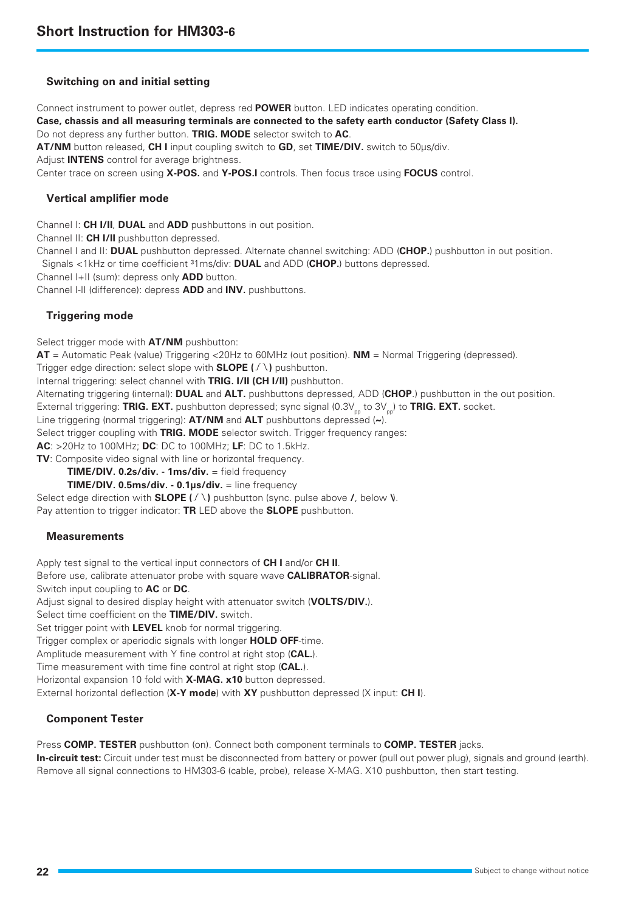# Short Instruction for HM303-6

### Switching on and initial setting

Connect instrument to power outlet, depress red **POWER** button. LED indicates operating condition.
**Case, chassis and all measuring terminals are connected to the safety earth conductor (Safety Class I).**
Do not depress any further button. **TRIG. MODE** selector switch to **AC**.
**AT/NM** button released, **CH I** input coupling switch to **GD**, set **TIME/DIV.** switch to 50µs/div.
Adjust **INTENS** control for average brightness.
Center trace on screen using **X-POS.** and **Y-POS.I** controls. Then focus trace using **FOCUS** control.

### Vertical amplifier mode

Channel I: **CH I/II**, **DUAL** and **ADD** pushbuttons in out position.
Channel II: **CH I/II** pushbutton depressed.
Channel I and II: **DUAL** pushbutton depressed. Alternate channel switching: ADD (**CHOP.**) pushbutton in out position.
Signals <1kHz or time coefficient ³1ms/div: **DUAL** and ADD (**CHOP.**) buttons depressed.
Channel I+II (sum): depress only **ADD** button.
Channel I-II (difference): depress **ADD** and **INV.** pushbuttons.

### Triggering mode

Select trigger mode with **AT/NM** pushbutton:
**AT** = Automatic Peak (value) Triggering <20Hz to 60MHz (out position). **NM** = Normal Triggering (depressed).
Trigger edge direction: select slope with **SLOPE (/ \)** pushbutton.
Internal triggering: select channel with **TRIG. I/II (CH I/II)** pushbutton.
Alternating triggering (internal): **DUAL** and **ALT.** pushbuttons depressed, ADD (**CHOP**.) pushbutton in the out position.
External triggering: **TRIG. EXT.** pushbutton depressed; sync signal (0.3$V_{pp}$ to 3$V_{pp}$) to **TRIG. EXT.** socket.
Line triggering (normal triggering): **AT/NM** and **ALT** pushbuttons depressed (**~**).
Select trigger coupling with **TRIG. MODE** selector switch. Trigger frequency ranges:
**AC**: >20Hz to 100MHz; **DC**: DC to 100MHz; **LF**: DC to 1.5kHz.
**TV**: Composite video signal with line or horizontal frequency.
  **TIME/DIV. 0.2s/div. - 1ms/div.** = field frequency
  **TIME/DIV. 0.5ms/div. - 0.1µs/div.** = line frequency
Select edge direction with **SLOPE (/ \)** pushbutton (sync. pulse above **/**, below **\**).
Pay attention to trigger indicator: **TR** LED above the **SLOPE** pushbutton.

### Measurements

Apply test signal to the vertical input connectors of **CH I** and/or **CH II**.
Before use, calibrate attenuator probe with square wave **CALIBRATOR**-signal.
Switch input coupling to **AC** or **DC**.
Adjust signal to desired display height with attenuator switch (**VOLTS/DIV.**).
Select time coefficient on the **TIME/DIV.** switch.
Set trigger point with **LEVEL** knob for normal triggering.
Trigger complex or aperiodic signals with longer **HOLD OFF**-time.
Amplitude measurement with Y fine control at right stop (**CAL.**).
Time measurement with time fine control at right stop (**CAL.**).
Horizontal expansion 10 fold with **X-MAG. x10** button depressed.
External horizontal deflection (**X-Y mode**) with **XY** pushbutton depressed (X input: **CH I**).

### Component Tester

Press **COMP. TESTER** pushbutton (on). Connect both component terminals to **COMP. TESTER** jacks.
**In-circuit test:** Circuit under test must be disconnected from battery or power (pull out power plug), signals and ground (earth).
Remove all signal connections to HM303-6 (cable, probe), release X-MAG. X10 pushbutton, then start testing.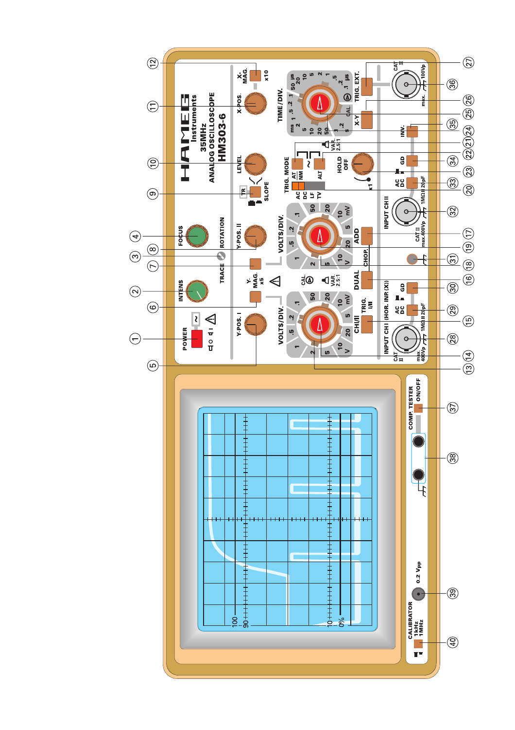**HAMEG Instruments**
35MHz
ANALOG OSCILLOSCOPE
HM303-6

- POWER
- INTENS
- TRACE ROTATION
- FOCUS
- Y-POS. I
- Y-MAG. x5
- Y-POS. II
- TR
- SLOPE
- LEVEL
- X-POS.
- X-MAG. x10
- VOLTS/DIV. (CH I)
- VOLTS/DIV. (CH II)
- CAL.
- VAR. 2.5:1
- CHI/II TRIG. I/II
- DUAL
- CHOP.
- ADD
- TRIG. MODE: AC, DC, LF, TV
- AT / NM
- ALT
- HOLD OFF x1
- TIME/DIV.
- X-Y
- TRIG. EXT.
- INPUT CHI (HOR. INP. (X)) CAT II max. 400Vp, 1MΩII 20pF
- AC DC
- GD
- INPUT CHII CAT II max. 400Vp, 1MΩII 20pF
- INV.
- CAT II max. 100Vp
- COMP. TESTER ON/OFF
- CALIBRATOR 1kHz 1MHz
- 0.2 Vpp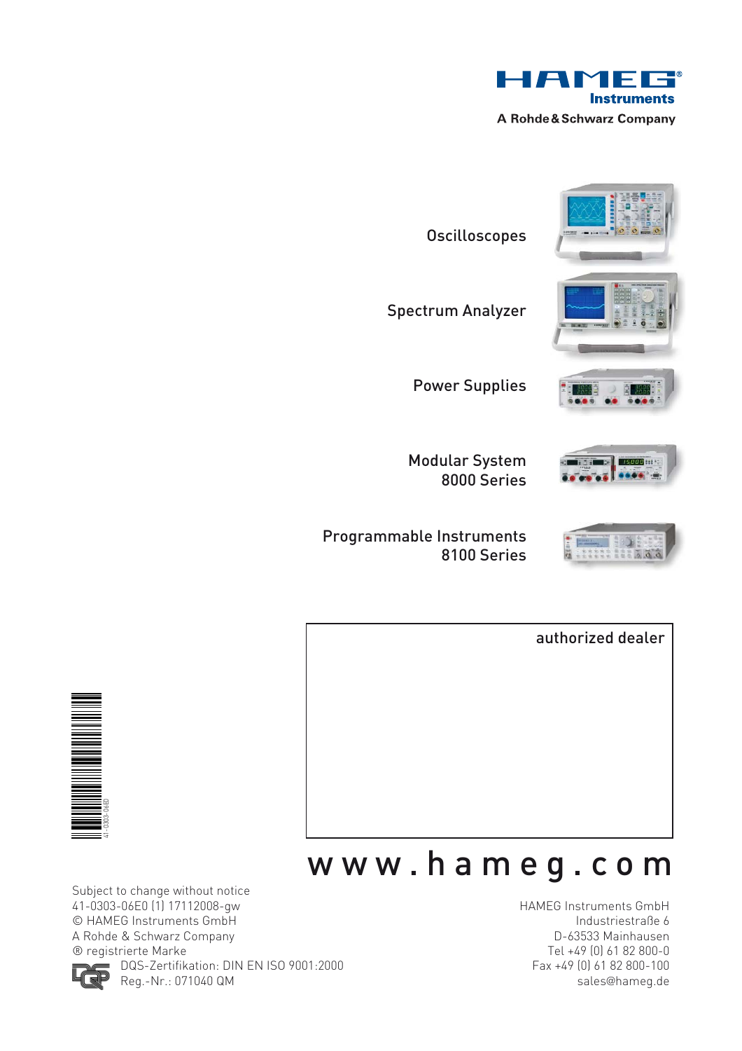HAMEG Instruments

A Rohde & Schwarz Company

Oscilloscopes

Spectrum Analyzer

Power Supplies

Modular System
8000 Series

Programmable Instruments
8100 Series

authorized dealer

41-0303-06E0

www.hameg.com

Subject to change without notice
41-0303-06E0 (1) 17112008-gw
© HAMEG Instruments GmbH
A Rohde & Schwarz Company
® registrierte Marke
DQS-Zertifikation: DIN EN ISO 9001:2000
Reg.-Nr.: 071040 QM

HAMEG Instruments GmbH
Industriestraße 6
D-63533 Mainhausen
Tel +49 (0) 61 82 800-0
Fax +49 (0) 61 82 800-100
sales@hameg.de